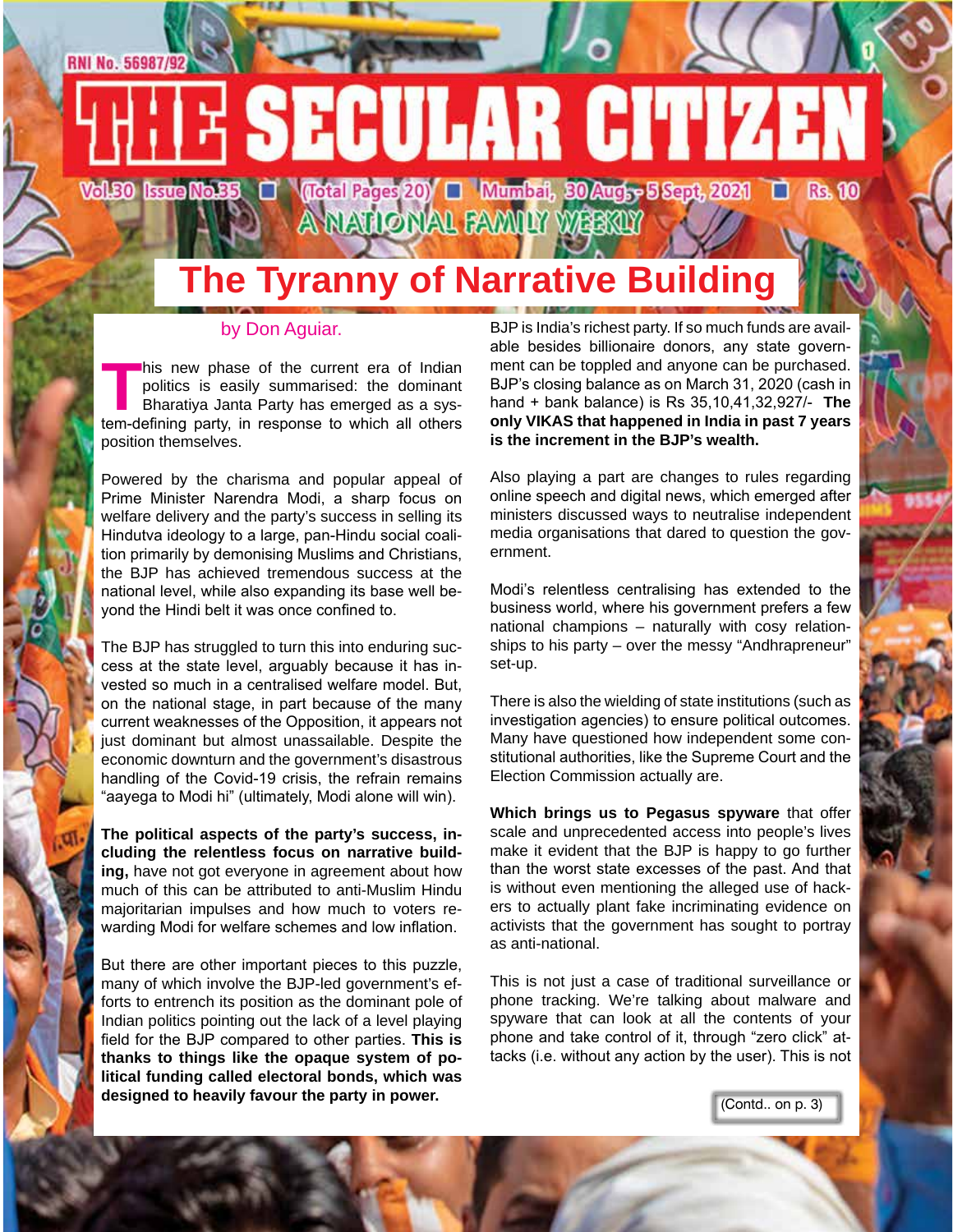RNI No. 56987/92

# THE SECULAR CITIZEN

Vol.30 Issue No.35 ■ (Total Pages 20) ■ Mumbai, 30 Aug - 5 Sept, 2021 ■ Rs. 10

A NATIONAL FAMILY WEEKLY

## The Tyranny of Narrative Building

by Don Aguiar.

This new phase of the current era of Indian politics is easily summarised: the dominant Bharatiya Janta Party has emerged as a system-defining party, in response to which all others position themselves.

Powered by the charisma and popular appeal of Prime Minister Narendra Modi, a sharp focus on welfare delivery and the party's success in selling its Hindutva ideology to a large, pan-Hindu social coalition primarily by demonising Muslims and Christians, the BJP has achieved tremendous success at the national level, while also expanding its base well beyond the Hindi belt it was once confined to.

The BJP has struggled to turn this into enduring success at the state level, arguably because it has invested so much in a centralised welfare model. But, on the national stage, in part because of the many current weaknesses of the Opposition, it appears not just dominant but almost unassailable. Despite the economic downturn and the government's disastrous handling of the Covid-19 crisis, the refrain remains "aayega to Modi hi" (ultimately, Modi alone will win).

**The political aspects of the party's success, including the relentless focus on narrative building,** have not got everyone in agreement about how much of this can be attributed to anti-Muslim Hindu majoritarian impulses and how much to voters rewarding Modi for welfare schemes and low inflation.

But there are other important pieces to this puzzle, many of which involve the BJP-led government's efforts to entrench its position as the dominant pole of Indian politics pointing out the lack of a level playing field for the BJP compared to other parties. **This is thanks to things like the opaque system of political funding called electoral bonds, which was designed to heavily favour the party in power.** BJP is India's richest party. If so much funds are available besides billionaire donors, any state government can be toppled and anyone can be purchased. BJP's closing balance as on March 31, 2020 (cash in hand + bank balance) is Rs 35,10,41,32,927/- **The only VIKAS that happened in India in past 7 years is the increment in the BJP's wealth.**

Also playing a part are changes to rules regarding online speech and digital news, which emerged after ministers discussed ways to neutralise independent media organisations that dared to question the government.

Modi's relentless centralising has extended to the business world, where his government prefers a few national champions – naturally with cosy relationships to his party – over the messy "Andhrapreneur" set-up.

There is also the wielding of state institutions (such as investigation agencies) to ensure political outcomes. Many have questioned how independent some constitutional authorities, like the Supreme Court and the Election Commission actually are.

**Which brings us to Pegasus spyware** that offer scale and unprecedented access into people's lives make it evident that the BJP is happy to go further than the worst state excesses of the past. And that is without even mentioning the alleged use of hackers to actually plant fake incriminating evidence on activists that the government has sought to portray as anti-national.

This is not just a case of traditional surveillance or phone tracking. We're talking about malware and spyware that can look at all the contents of your phone and take control of it, through "zero click" attacks (i.e. without any action by the user). This is not

(Contd.. on p. 3)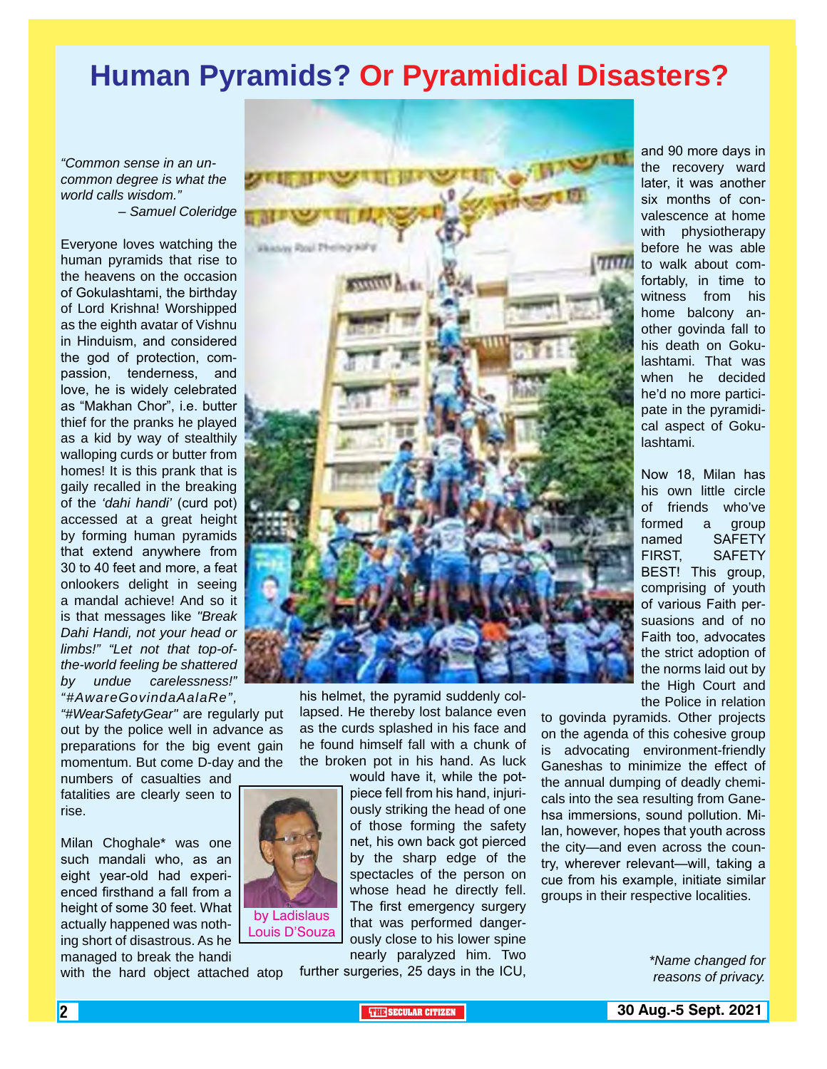# Human Pyramids? Or Pyramidical Disasters?

*"Common sense in an uncommon degree is what the world calls wisdom."*
*– Samuel Coleridge*

Everyone loves watching the human pyramids that rise to the heavens on the occasion of Gokulashtami, the birthday of Lord Krishna! Worshipped as the eighth avatar of Vishnu in Hinduism, and considered the god of protection, compassion, tenderness, and love, he is widely celebrated as "Makhan Chor", i.e. butter thief for the pranks he played as a kid by way of stealthily walloping curds or butter from homes! It is this prank that is gaily recalled in the breaking of the *'dahi handi'* (curd pot) accessed at a great height by forming human pyramids that extend anywhere from 30 to 40 feet and more, a feat onlookers delight in seeing a mandal achieve! And so it is that messages like *"Break Dahi Handi, not your head or limbs!" "Let not that top-of-the-world feeling be shattered by undue carelessness!" "#AwareGovindaAalaRe", "#WearSafetyGear"* are regularly put out by the police well in advance as preparations for the big event gain momentum. But come D-day and the numbers of casualties and fatalities are clearly seen to rise.

by Ladislaus Louis D'Souza

Milan Choghale* was one such mandali who, as an eight year-old had experienced firsthand a fall from a height of some 30 feet. What actually happened was nothing short of disastrous. As he managed to break the handi with the hard object attached atop his helmet, the pyramid suddenly collapsed. He thereby lost balance even as the curds splashed in his face and he found himself fall with a chunk of the broken pot in his hand. As luck would have it, while the pot-piece fell from his hand, injuriously striking the head of one of those forming the safety net, his own back got pierced by the sharp edge of the spectacles of the person on whose head he directly fell. The first emergency surgery that was performed dangerously close to his lower spine nearly paralyzed him. Two further surgeries, 25 days in the ICU, and 90 more days in the recovery ward later, it was another six months of convalescence at home with physiotherapy before he was able to walk about comfortably, in time to witness from his home balcony another govinda fall to his death on Gokulashtami. That was when he decided he'd no more participate in the pyramidical aspect of Gokulashtami.

Now 18, Milan has his own little circle of friends who've formed a group named SAFETY FIRST, SAFETY BEST! This group, comprising of youth of various Faith persuasions and of no Faith too, advocates the strict adoption of the norms laid out by the High Court and the Police in relation to govinda pyramids. Other projects on the agenda of this cohesive group is advocating environment-friendly Ganeshas to minimize the effect of the annual dumping of deadly chemicals into the sea resulting from Ganehsa immersions, sound pollution. Milan, however, hopes that youth across the city—and even across the country, wherever relevant—will, taking a cue from his example, initiate similar groups in their respective localities.

*\*Name changed for reasons of privacy.*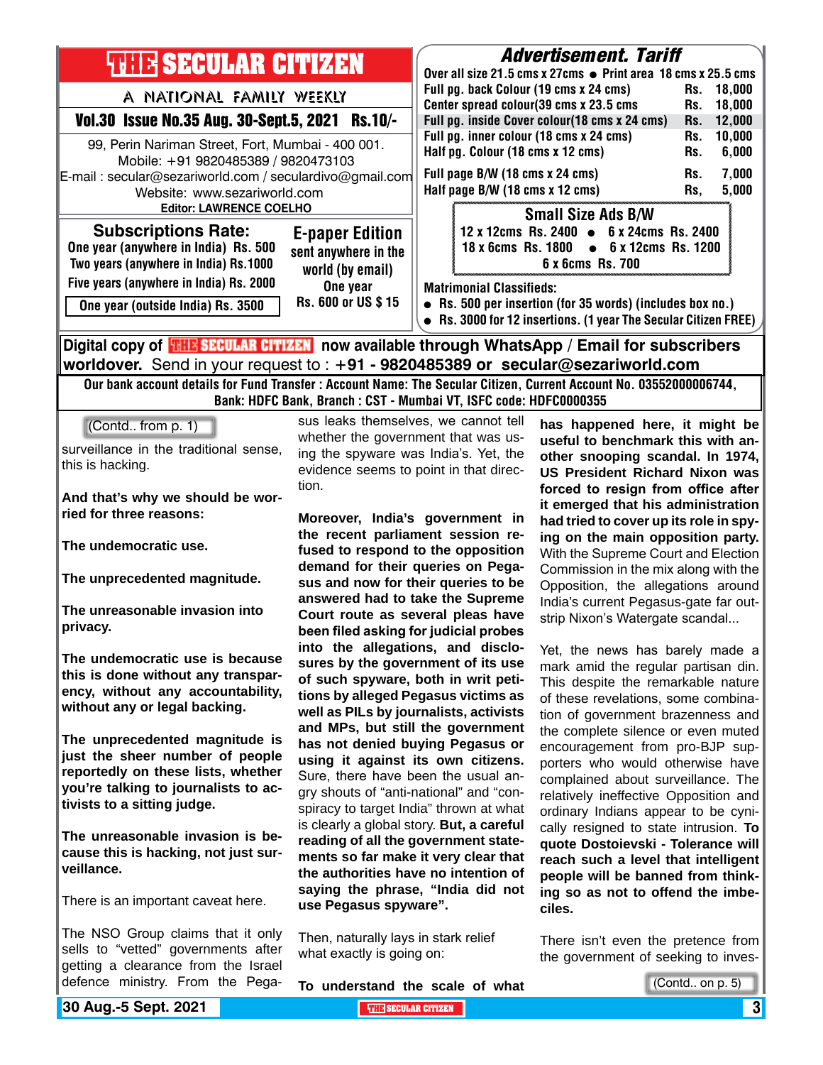# THE SECULAR CITIZEN

A NATIONAL FAMILY WEEKLY

**Vol.30 Issue No.35 Aug. 30-Sept.5, 2021 Rs.10/-**

99, Perin Nariman Street, Fort, Mumbai - 400 001.
Mobile: +91 9820485389 / 9820473103
E-mail : secular@sezariworld.com / seculardivo@gmail.com
Website: www.sezariworld.com
**Editor: LAWRENCE COELHO**

## Subscriptions Rate:

One year (anywhere in India) Rs. 500
Two years (anywhere in India) Rs.1000
Five years (anywhere in India) Rs. 2000
One year (outside India) Rs. 3500

## E-paper Edition

sent anywhere in the world (by email)
One year
Rs. 600 or US $ 15

## Advertisement. Tariff

Over all size 21.5 cms x 27cms • Print area 18 cms x 25.5 cms

| | | |
|---|---|---|
| Full pg. back Colour (19 cms x 24 cms) | Rs. | 18,000 |
| Center spread colour(39 cms x 23.5 cms | Rs. | 18,000 |
| Full pg. inside Cover colour(18 cms x 24 cms) | Rs. | 12,000 |
| Full pg. inner colour (18 cms x 24 cms) | Rs. | 10,000 |
| Half pg. Colour (18 cms x 12 cms) | Rs. | 6,000 |
| Full page B/W (18 cms x 24 cms) | Rs. | 7,000 |
| Half page B/W (18 cms x 12 cms) | Rs, | 5,000 |

### Small Size Ads B/W

12 x 12cms Rs. 2400 • 6 x 24cms Rs. 2400
18 x 6cms Rs. 1800 • 6 x 12cms Rs. 1200
6 x 6cms Rs. 700

**Matrimonial Classifieds:**

- Rs. 500 per insertion (for 35 words) (includes box no.)
- Rs. 3000 for 12 insertions. (1 year The Secular Citizen FREE)

**Digital copy of THE SECULAR CITIZEN now available through WhatsApp / Email for subscribers worldover.** Send in your request to : **+91 - 9820485389 or secular@sezariworld.com**

**Our bank account details for Fund Transfer : Account Name: The Secular Citizen, Current Account No. 03552000006744, Bank: HDFC Bank, Branch : CST - Mumbai VT, ISFC code: HDFC0000355**

(Contd.. from p. 1)

surveillance in the traditional sense, this is hacking.

**And that's why we should be worried for three reasons:**

**The undemocratic use.**

**The unprecedented magnitude.**

**The unreasonable invasion into privacy.**

**The undemocratic use is because this is done without any transparency, without any accountability, without any or legal backing.**

**The unprecedented magnitude is just the sheer number of people reportedly on these lists, whether you're talking to journalists to activists to a sitting judge.**

**The unreasonable invasion is because this is hacking, not just surveillance.**

There is an important caveat here.

The NSO Group claims that it only sells to "vetted" governments after getting a clearance from the Israel defence ministry. From the Pegasus leaks themselves, we cannot tell whether the government that was using the spyware was India's. Yet, the evidence seems to point in that direction.

**Moreover, India's government in the recent parliament session refused to respond to the opposition demand for their queries on Pegasus and now for their queries to be answered had to take the Supreme Court route as several pleas have been filed asking for judicial probes into the allegations, and disclosures by the government of its use of such spyware, both in writ petitions by alleged Pegasus victims as well as PILs by journalists, activists and MPs, but still the government has not denied buying Pegasus or using it against its own citizens.** Sure, there have been the usual angry shouts of "anti-national" and "conspiracy to target India" thrown at what is clearly a global story. **But, a careful reading of all the government statements so far make it very clear that the authorities have no intention of saying the phrase, "India did not use Pegasus spyware".**

Then, naturally lays in stark relief what exactly is going on:

**To understand the scale of what has happened here, it might be useful to benchmark this with another snooping scandal. In 1974, US President Richard Nixon was forced to resign from office after it emerged that his administration had tried to cover up its role in spying on the main opposition party.** With the Supreme Court and Election Commission in the mix along with the Opposition, the allegations around India's current Pegasus-gate far outstrip Nixon's Watergate scandal...

Yet, the news has barely made a mark amid the regular partisan din. This despite the remarkable nature of these revelations, some combination of government brazenness and the complete silence or even muted encouragement from pro-BJP supporters who would otherwise have complained about surveillance. The relatively ineffective Opposition and ordinary Indians appear to be cynically resigned to state intrusion. **To quote Dostoievski - Tolerance will reach such a level that intelligent people will be banned from thinking so as not to offend the imbeciles.**

There isn't even the pretence from the government of seeking to inves-

(Contd.. on p. 5)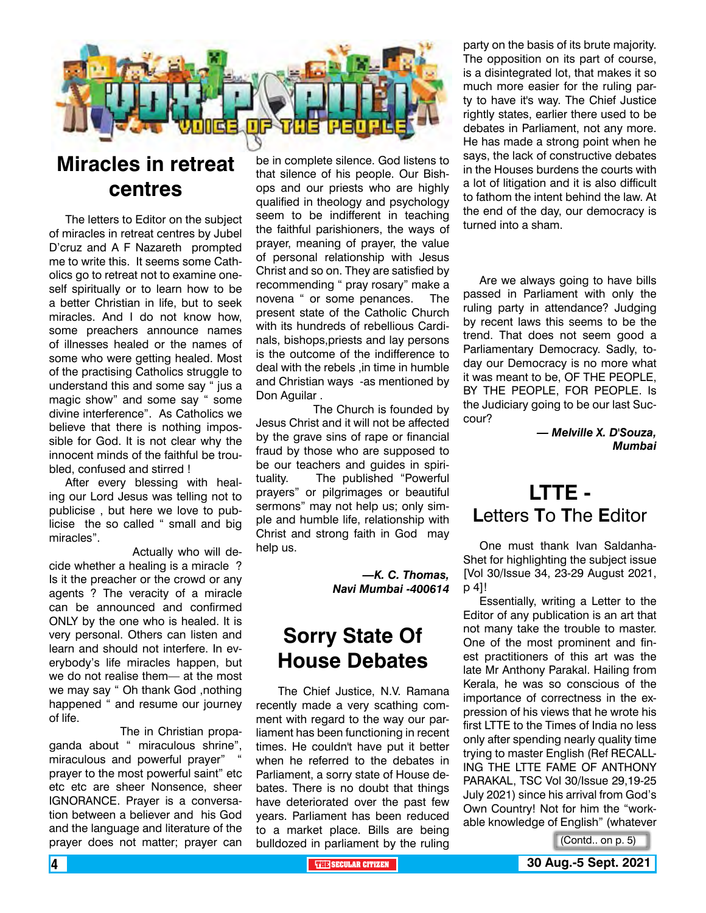# VOX POPULI - VOICE OF THE PEOPLE

## Miracles in retreat centres

The letters to Editor on the subject of miracles in retreat centres by Jubel D'cruz and A F Nazareth prompted me to write this. It seems some Catholics go to retreat not to examine oneself spiritually or to learn how to be a better Christian in life, but to seek miracles. And I do not know how, some preachers announce names of illnesses healed or the names of some who were getting healed. Most of the practising Catholics struggle to understand this and some say " jus a magic show" and some say " some divine interference". As Catholics we believe that there is nothing impossible for God. It is not clear why the innocent minds of the faithful be troubled, confused and stirred !

After every blessing with healing our Lord Jesus was telling not to publicise , but here we love to publicise the so called " small and big miracles".

Actually who will decide whether a healing is a miracle ? Is it the preacher or the crowd or any agents ? The veracity of a miracle can be announced and confirmed ONLY by the one who is healed. It is very personal. Others can listen and learn and should not interfere. In everybody's life miracles happen, but we do not realise them— at the most we may say " Oh thank God ,nothing happened " and resume our journey of life.

The in Christian propaganda about " miraculous shrine", miraculous and powerful prayer" " prayer to the most powerful saint" etc etc etc are sheer Nonsence, sheer IGNORANCE. Prayer is a conversation between a believer and his God and the language and literature of the prayer does not matter; prayer can be in complete silence. God listens to that silence of his people. Our Bishops and our priests who are highly qualified in theology and psychology seem to be indifferent in teaching the faithful parishioners, the ways of prayer, meaning of prayer, the value of personal relationship with Jesus Christ and so on. They are satisfied by recommending " pray rosary" make a novena " or some penances. The present state of the Catholic Church with its hundreds of rebellious Cardinals, bishops,priests and lay persons is the outcome of the indifference to deal with the rebels ,in time in humble and Christian ways -as mentioned by Don Aguilar .

The Church is founded by Jesus Christ and it will not be affected by the grave sins of rape or financial fraud by those who are supposed to be our teachers and guides in spirituality. The published "Powerful prayers" or pilgrimages or beautiful sermons" may not help us; only simple and humble life, relationship with Christ and strong faith in God may help us.

***—K. C. Thomas, Navi Mumbai -400614***

## Sorry State Of House Debates

The Chief Justice, N.V. Ramana recently made a very scathing comment with regard to the way our parliament has been functioning in recent times. He couldn't have put it better when he referred to the debates in Parliament, a sorry state of House debates. There is no doubt that things have deteriorated over the past few years. Parliament has been reduced to a market place. Bills are being bulldozed in parliament by the ruling party on the basis of its brute majority. The opposition on its part of course, is a disintegrated lot, that makes it so much more easier for the ruling party to have it's way. The Chief Justice rightly states, earlier there used to be debates in Parliament, not any more. He has made a strong point when he says, the lack of constructive debates in the Houses burdens the courts with a lot of litigation and it is also difficult to fathom the intent behind the law. At the end of the day, our democracy is turned into a sham.

Are we always going to have bills passed in Parliament with only the ruling party in attendance? Judging by recent laws this seems to be the trend. That does not seem good a Parliamentary Democracy. Sadly, today our Democracy is no more what it was meant to be, OF THE PEOPLE, BY THE PEOPLE, FOR PEOPLE. Is the Judiciary going to be our last Succour?

***— Melville X. D'Souza, Mumbai***

## LTTE - Letters To The Editor

One must thank Ivan Saldanha-Shet for highlighting the subject issue [Vol 30/Issue 34, 23-29 August 2021, p 4]!

Essentially, writing a Letter to the Editor of any publication is an art that not many take the trouble to master. One of the most prominent and finest practitioners of this art was the late Mr Anthony Parakal. Hailing from Kerala, he was so conscious of the importance of correctness in the expression of his views that he wrote his first LTTE to the Times of India no less only after spending nearly quality time trying to master English (Ref RECALLING THE LTTE FAME OF ANTHONY PARAKAL, TSC Vol 30/Issue 29,19-25 July 2021) since his arrival from God's Own Country! Not for him the "workable knowledge of English" (whatever

(Contd.. on p. 5)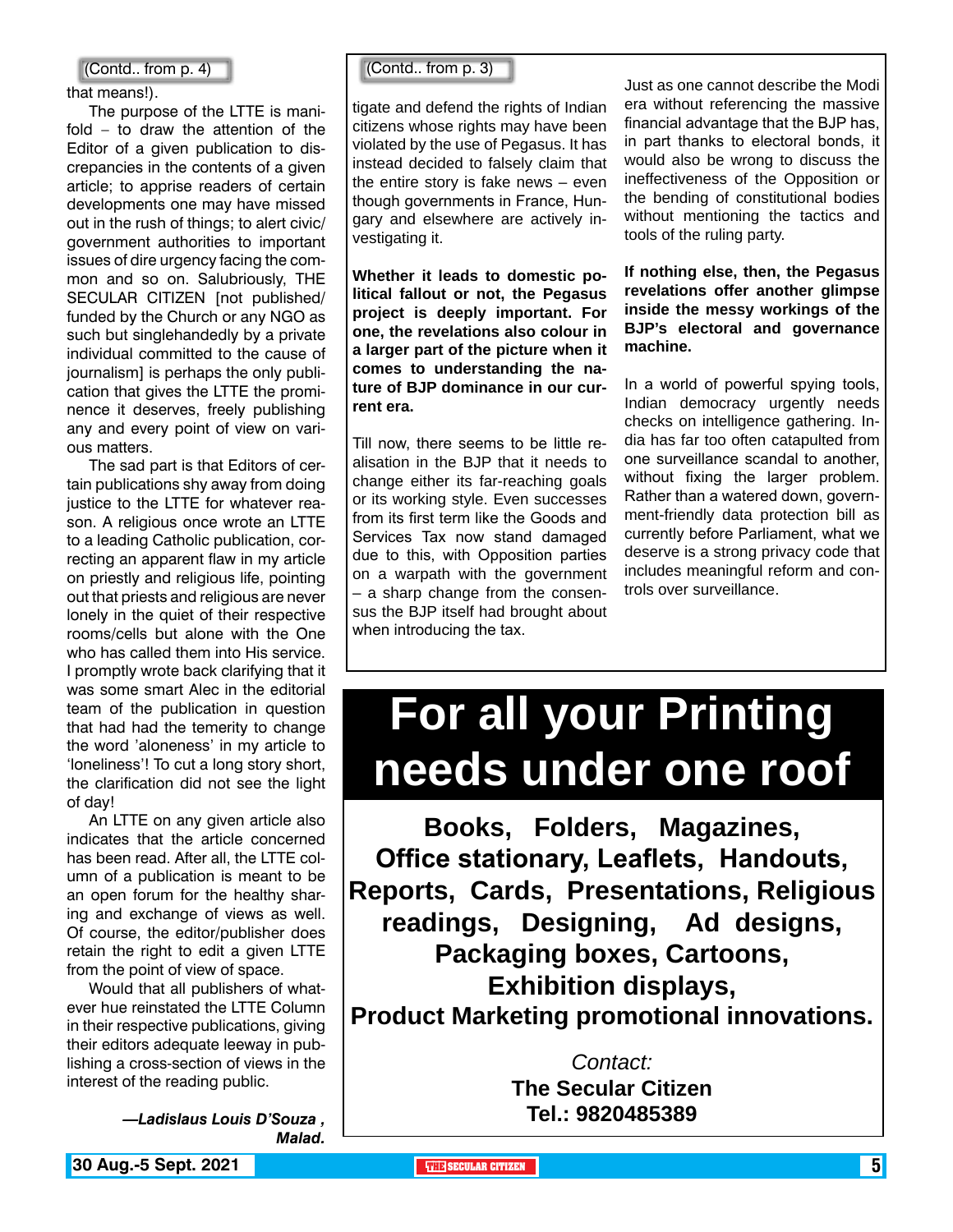(Contd.. from p. 4)

that means!).

The purpose of the LTTE is manifold – to draw the attention of the Editor of a given publication to discrepancies in the contents of a given article; to apprise readers of certain developments one may have missed out in the rush of things; to alert civic/ government authorities to important issues of dire urgency facing the common and so on. Salubriously, THE SECULAR CITIZEN [not published/ funded by the Church or any NGO as such but singlehandedly by a private individual committed to the cause of journalism] is perhaps the only publication that gives the LTTE the prominence it deserves, freely publishing any and every point of view on various matters.

The sad part is that Editors of certain publications shy away from doing justice to the LTTE for whatever reason. A religious once wrote an LTTE to a leading Catholic publication, correcting an apparent flaw in my article on priestly and religious life, pointing out that priests and religious are never lonely in the quiet of their respective rooms/cells but alone with the One who has called them into His service. I promptly wrote back clarifying that it was some smart Alec in the editorial team of the publication in question that had had the temerity to change the word 'aloneness' in my article to 'loneliness'! To cut a long story short, the clarification did not see the light of day!

An LTTE on any given article also indicates that the article concerned has been read. After all, the LTTE column of a publication is meant to be an open forum for the healthy sharing and exchange of views as well. Of course, the editor/publisher does retain the right to edit a given LTTE from the point of view of space.

Would that all publishers of whatever hue reinstated the LTTE Column in their respective publications, giving their editors adequate leeway in publishing a cross-section of views in the interest of the reading public.

***—Ladislaus Louis D'Souza , Malad.***

(Contd.. from p. 3)

tigate and defend the rights of Indian citizens whose rights may have been violated by the use of Pegasus. It has instead decided to falsely claim that the entire story is fake news – even though governments in France, Hungary and elsewhere are actively investigating it.

**Whether it leads to domestic political fallout or not, the Pegasus project is deeply important. For one, the revelations also colour in a larger part of the picture when it comes to understanding the nature of BJP dominance in our current era.**

Till now, there seems to be little realisation in the BJP that it needs to change either its far-reaching goals or its working style. Even successes from its first term like the Goods and Services Tax now stand damaged due to this, with Opposition parties on a warpath with the government – a sharp change from the consensus the BJP itself had brought about when introducing the tax.

Just as one cannot describe the Modi era without referencing the massive financial advantage that the BJP has, in part thanks to electoral bonds, it would also be wrong to discuss the ineffectiveness of the Opposition or the bending of constitutional bodies without mentioning the tactics and tools of the ruling party.

**If nothing else, then, the Pegasus revelations offer another glimpse inside the messy workings of the BJP's electoral and governance machine.**

In a world of powerful spying tools, Indian democracy urgently needs checks on intelligence gathering. India has far too often catapulted from one surveillance scandal to another, without fixing the larger problem. Rather than a watered down, government-friendly data protection bill as currently before Parliament, what we deserve is a strong privacy code that includes meaningful reform and controls over surveillance.

# For all your Printing needs under one roof

**Books, Folders, Magazines, Office stationary, Leaflets, Handouts, Reports, Cards, Presentations, Religious readings, Designing, Ad designs, Packaging boxes, Cartoons, Exhibition displays, Product Marketing promotional innovations.**

*Contact:*
**The Secular Citizen**
**Tel.: 9820485389**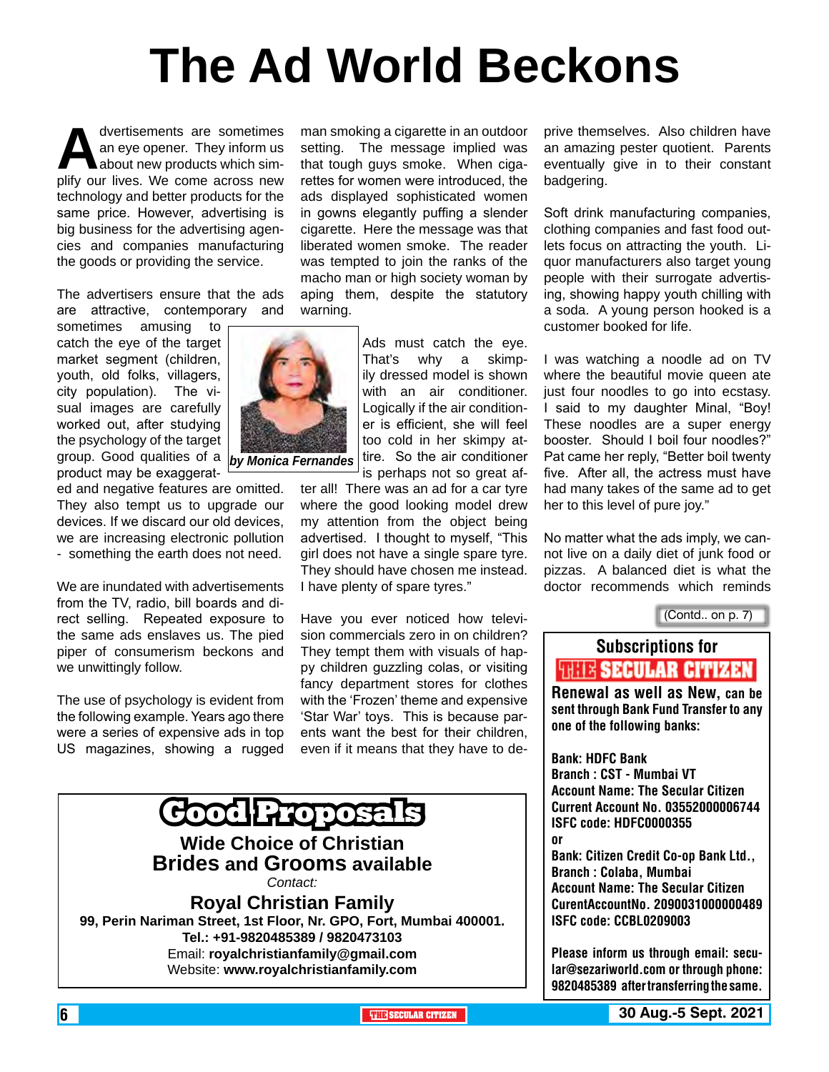# The Ad World Beckons

*by Monica Fernandes*

Advertisements are sometimes an eye opener. They inform us about new products which simplify our lives. We come across new technology and better products for the same price. However, advertising is big business for the advertising agencies and companies manufacturing the goods or providing the service.

The advertisers ensure that the ads are attractive, contemporary and sometimes amusing to catch the eye of the target market segment (children, youth, old folks, villagers, city population). The visual images are carefully worked out, after studying the psychology of the target group. Good qualities of a product may be exaggerated and negative features are omitted. They also tempt us to upgrade our devices. If we discard our old devices, we are increasing electronic pollution - something the earth does not need.

We are inundated with advertisements from the TV, radio, bill boards and direct selling. Repeated exposure to the same ads enslaves us. The pied piper of consumerism beckons and we unwittingly follow.

The use of psychology is evident from the following example. Years ago there were a series of expensive ads in top US magazines, showing a rugged man smoking a cigarette in an outdoor setting. The message implied was that tough guys smoke. When cigarettes for women were introduced, the ads displayed sophisticated women in gowns elegantly puffing a slender cigarette. Here the message was that liberated women smoke. The reader was tempted to join the ranks of the macho man or high society woman by aping them, despite the statutory warning.

Ads must catch the eye. That's why a skimpily dressed model is shown with an air conditioner. Logically if the air conditioner is efficient, she will feel too cold in her skimpy attire. So the air conditioner is perhaps not so great after all! There was an ad for a car tyre where the good looking model drew my attention from the object being advertised. I thought to myself, "This girl does not have a single spare tyre. They should have chosen me instead. I have plenty of spare tyres."

Have you ever noticed how television commercials zero in on children? They tempt them with visuals of happy children guzzling colas, or visiting fancy department stores for clothes with the 'Frozen' theme and expensive 'Star War' toys. This is because parents want the best for their children, even if it means that they have to deprive themselves. Also children have an amazing pester quotient. Parents eventually give in to their constant badgering.

Soft drink manufacturing companies, clothing companies and fast food outlets focus on attracting the youth. Liquor manufacturers also target young people with their surrogate advertising, showing happy youth chilling with a soda. A young person hooked is a customer booked for life.

I was watching a noodle ad on TV where the beautiful movie queen ate just four noodles to go into ecstasy. I said to my daughter Minal, "Boy! These noodles are a super energy booster. Should I boil four noodles?" Pat came her reply, "Better boil twenty five. After all, the actress must have had many takes of the same ad to get her to this level of pure joy."

No matter what the ads imply, we cannot live on a daily diet of junk food or pizzas. A balanced diet is what the doctor recommends which reminds

(Contd.. on p. 7)

---

## Good Proposals

**Wide Choice of Christian Brides and Grooms available**

*Contact:*

**Royal Christian Family**

**99, Perin Nariman Street, 1st Floor, Nr. GPO, Fort, Mumbai 400001.**

**Tel.: +91-9820485389 / 9820473103**

Email: **royalchristianfamily@gmail.com**

Website: **www.royalchristianfamily.com**

---

**Subscriptions for THE SECULAR CITIZEN**

**Renewal as well as New, can be sent through Bank Fund Transfer to any one of the following banks:**

**Bank: HDFC Bank**
**Branch : CST - Mumbai VT**
**Account Name: The Secular Citizen**
**Current Account No. 03552000006744**
**ISFC code: HDFC0000355**

**or**

**Bank: Citizen Credit Co-op Bank Ltd.,**
**Branch : Colaba, Mumbai**
**Account Name: The Secular Citizen**
**CurentAccountNo. 2090031000000489**
**ISFC code: CCBL0209003**

**Please inform us through email: secular@sezariworld.com or through phone: 9820485389 after transferring the same.**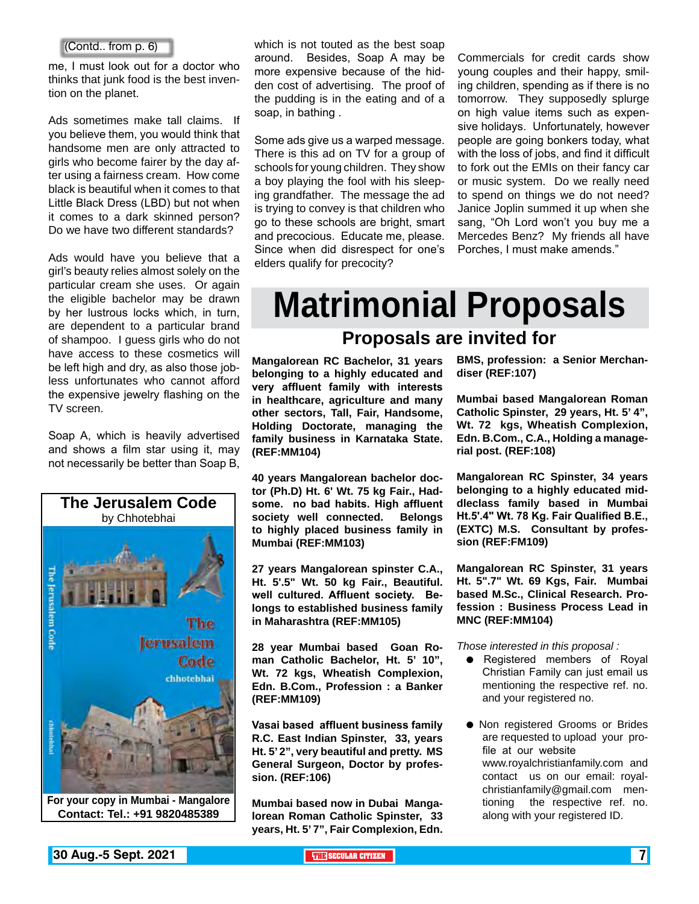(Contd.. from p. 6)

me, I must look out for a doctor who thinks that junk food is the best invention on the planet.

Ads sometimes make tall claims. If you believe them, you would think that handsome men are only attracted to girls who become fairer by the day after using a fairness cream. How come black is beautiful when it comes to that Little Black Dress (LBD) but not when it comes to a dark skinned person? Do we have two different standards?

Ads would have you believe that a girl's beauty relies almost solely on the particular cream she uses. Or again the eligible bachelor may be drawn by her lustrous locks which, in turn, are dependent to a particular brand of shampoo. I guess girls who do not have access to these cosmetics will be left high and dry, as also those jobless unfortunates who cannot afford the expensive jewelry flashing on the TV screen.

Soap A, which is heavily advertised and shows a film star using it, may not necessarily be better than Soap B, which is not touted as the best soap around. Besides, Soap A may be more expensive because of the hidden cost of advertising. The proof of the pudding is in the eating and of a soap, in bathing .

Some ads give us a warped message. There is this ad on TV for a group of schools for young children. They show a boy playing the fool with his sleeping grandfather. The message the ad is trying to convey is that children who go to these schools are bright, smart and precocious. Educate me, please. Since when did disrespect for one's elders qualify for precocity?

Commercials for credit cards show young couples and their happy, smiling children, spending as if there is no tomorrow. They supposedly splurge on high value items such as expensive holidays. Unfortunately, however people are going bonkers today, what with the loss of jobs, and find it difficult to fork out the EMIs on their fancy car or music system. Do we really need to spend on things we do not need? Janice Joplin summed it up when she sang, "Oh Lord won't you buy me a Mercedes Benz? My friends all have Porches, I must make amends."

**The Jerusalem Code**
by Chhotebhai

**For your copy in Mumbai - Mangalore Contact: Tel.: +91 9820485389**

# Matrimonial Proposals

## Proposals are invited for

**Mangalorean RC Bachelor, 31 years belonging to a highly educated and very affluent family with interests in healthcare, agriculture and many other sectors, Tall, Fair, Handsome, Holding Doctorate, managing the family business in Karnataka State. (REF:MM104)**

**40 years Mangalorean bachelor doctor (Ph.D) Ht. 6' Wt. 75 kg Fair., Hadsome. no bad habits. High affluent society well connected. Belongs to highly placed business family in Mumbai (REF:MM103)**

**27 years Mangalorean spinster C.A., Ht. 5'.5" Wt. 50 kg Fair., Beautiful. well cultured. Affluent society. Belongs to established business family in Maharashtra (REF:MM105)**

**28 year Mumbai based Goan Roman Catholic Bachelor, Ht. 5' 10", Wt. 72 kgs, Wheatish Complexion, Edn. B.Com., Profession : a Banker (REF:MM109)**

**Vasai based affluent business family R.C. East Indian Spinster, 33, years Ht. 5' 2", very beautiful and pretty. MS General Surgeon, Doctor by profession. (REF:106)**

**Mumbai based now in Dubai Mangalorean Roman Catholic Spinster, 33 years, Ht. 5' 7", Fair Complexion, Edn. BMS, profession: a Senior Merchandiser (REF:107)**

**Mumbai based Mangalorean Roman Catholic Spinster, 29 years, Ht. 5' 4", Wt. 72 kgs, Wheatish Complexion, Edn. B.Com., C.A., Holding a managerial post. (REF:108)**

**Mangalorean RC Spinster, 34 years belonging to a highly educated middleclass family based in Mumbai Ht.5'.4" Wt. 78 Kg. Fair Qualified B.E., (EXTC) M.S. Consultant by profession (REF:FM109)**

**Mangalorean RC Spinster, 31 years Ht. 5".7" Wt. 69 Kgs, Fair. Mumbai based M.Sc., Clinical Research. Profession : Business Process Lead in MNC (REF:MM104)**

*Those interested in this proposal :*

- Registered members of Royal Christian Family can just email us mentioning the respective ref. no. and your registered no.
- Non registered Grooms or Brides are requested to upload your profile at our website www.royalchristianfamily.com and contact us on our email: royalchristianfamily@gmail.com mentioning the respective ref. no. along with your registered ID.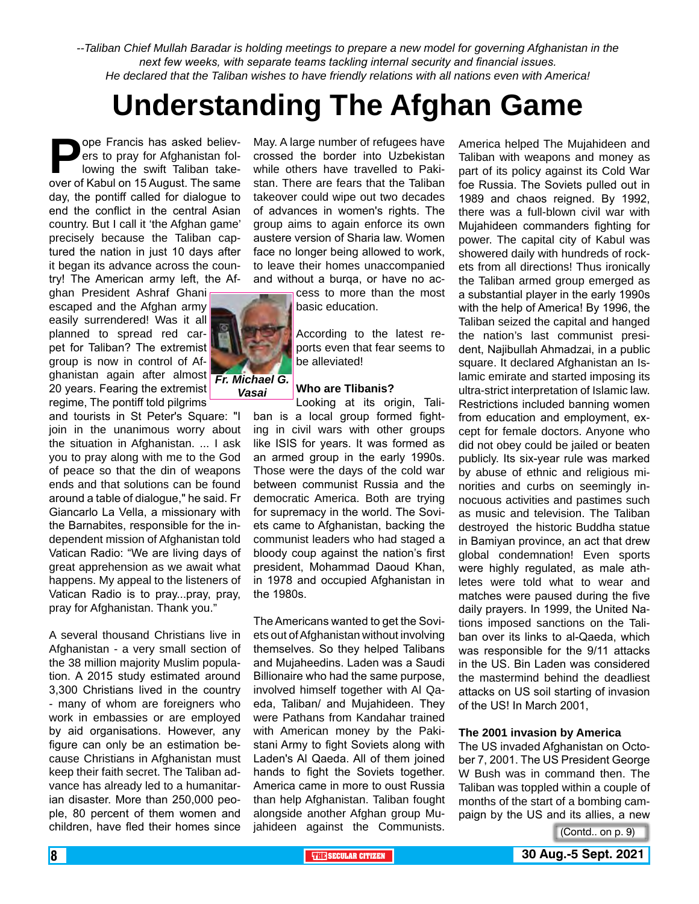*--Taliban Chief Mullah Baradar is holding meetings to prepare a new model for governing Afghanistan in the next few weeks, with separate teams tackling internal security and financial issues.*
*He declared that the Taliban wishes to have friendly relations with all nations even with America!*

# Understanding The Afghan Game

Pope Francis has asked believers to pray for Afghanistan following the swift Taliban takeover of Kabul on 15 August. The same day, the pontiff called for dialogue to end the conflict in the central Asian country. But I call it 'the Afghan game' precisely because the Taliban captured the nation in just 10 days after it began its advance across the country! The American army left, the Afghan President Ashraf Ghani escaped and the Afghan army easily surrendered! Was it all planned to spread red carpet for Taliban? The extremist group is now in control of Afghanistan again after almost 20 years. Fearing the extremist regime, The pontiff told pilgrims and tourists in St Peter's Square: "I join in the unanimous worry about the situation in Afghanistan. ... I ask you to pray along with me to the God of peace so that the din of weapons ends and that solutions can be found around a table of dialogue," he said. Fr Giancarlo La Vella, a missionary with the Barnabites, responsible for the independent mission of Afghanistan told Vatican Radio: "We are living days of great apprehension as we await what happens. My appeal to the listeners of Vatican Radio is to pray...pray, pray, pray for Afghanistan. Thank you."

***Fr. Michael G. Vasai***

A several thousand Christians live in Afghanistan - a very small section of the 38 million majority Muslim population. A 2015 study estimated around 3,300 Christians lived in the country - many of whom are foreigners who work in embassies or are employed by aid organisations. However, any figure can only be an estimation because Christians in Afghanistan must keep their faith secret. The Taliban advance has already led to a humanitarian disaster. More than 250,000 people, 80 percent of them women and children, have fled their homes since May. A large number of refugees have crossed the border into Uzbekistan while others have travelled to Pakistan. There are fears that the Taliban takeover could wipe out two decades of advances in women's rights. The group aims to again enforce its own austere version of Sharia law. Women face no longer being allowed to work, to leave their homes unaccompanied and without a burqa, or have no access to more than the most basic education.

According to the latest reports even that fear seems to be alleviated!

**Who are Tlibanis?**

Looking at its origin, Taliban is a local group formed fighting in civil wars with other groups like ISIS for years. It was formed as an armed group in the early 1990s. Those were the days of the cold war between communist Russia and the democratic America. Both are trying for supremacy in the world. The Soviets came to Afghanistan, backing the communist leaders who had staged a bloody coup against the nation's first president, Mohammad Daoud Khan, in 1978 and occupied Afghanistan in the 1980s.

The Americans wanted to get the Soviets out of Afghanistan without involving themselves. So they helped Talibans and Mujaheedins. Laden was a Saudi Billionaire who had the same purpose, involved himself together with Al Qaeda, Taliban/ and Mujahideen. They were Pathans from Kandahar trained with American money by the Pakistani Army to fight Soviets along with Laden's Al Qaeda. All of them joined hands to fight the Soviets together. America came in more to oust Russia than help Afghanistan. Taliban fought alongside another Afghan group Mujahideen against the Communists. America helped The Mujahideen and Taliban with weapons and money as part of its policy against its Cold War foe Russia. The Soviets pulled out in 1989 and chaos reigned. By 1992, there was a full-blown civil war with Mujahideen commanders fighting for power. The capital city of Kabul was showered daily with hundreds of rockets from all directions! Thus ironically the Taliban armed group emerged as a substantial player in the early 1990s with the help of America! By 1996, the Taliban seized the capital and hanged the nation's last communist president, Najibullah Ahmadzai, in a public square. It declared Afghanistan an Islamic emirate and started imposing its ultra-strict interpretation of Islamic law. Restrictions included banning women from education and employment, except for female doctors. Anyone who did not obey could be jailed or beaten publicly. Its six-year rule was marked by abuse of ethnic and religious minorities and curbs on seemingly innocuous activities and pastimes such as music and television. The Taliban destroyed the historic Buddha statue in Bamiyan province, an act that drew global condemnation! Even sports were highly regulated, as male athletes were told what to wear and matches were paused during the five daily prayers. In 1999, the United Nations imposed sanctions on the Taliban over its links to al-Qaeda, which was responsible for the 9/11 attacks in the US. Bin Laden was considered the mastermind behind the deadliest attacks on US soil starting of invasion of the US! In March 2001,

**The 2001 invasion by America**

The US invaded Afghanistan on October 7, 2001. The US President George W Bush was in command then. The Taliban was toppled within a couple of months of the start of a bombing campaign by the US and its allies, a new

(Contd.. on p. 9)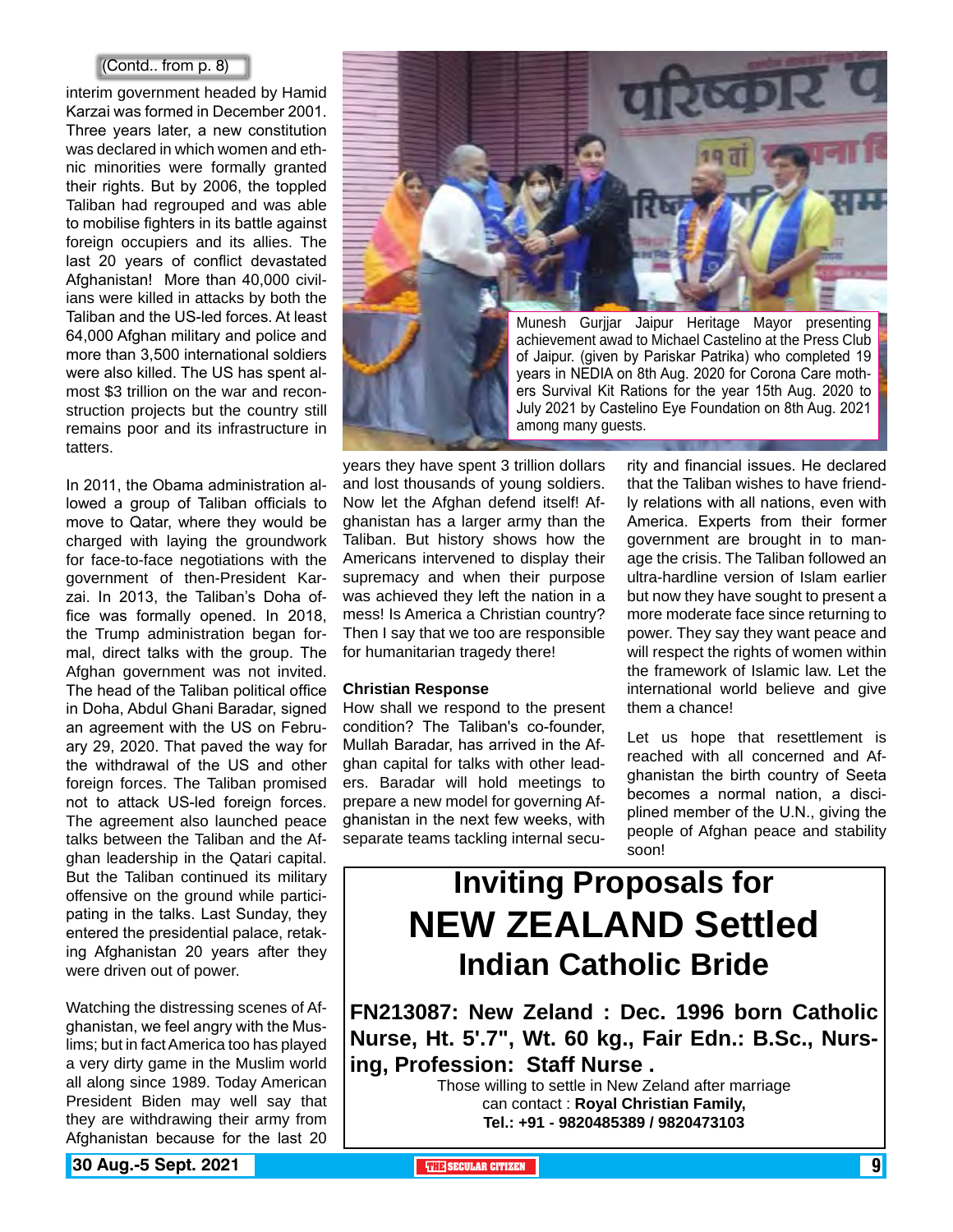(Contd.. from p. 8)

interim government headed by Hamid Karzai was formed in December 2001. Three years later, a new constitution was declared in which women and ethnic minorities were formally granted their rights. But by 2006, the toppled Taliban had regrouped and was able to mobilise fighters in its battle against foreign occupiers and its allies. The last 20 years of conflict devastated Afghanistan! More than 40,000 civilians were killed in attacks by both the Taliban and the US-led forces. At least 64,000 Afghan military and police and more than 3,500 international soldiers were also killed. The US has spent almost $3 trillion on the war and reconstruction projects but the country still remains poor and its infrastructure in tatters.

In 2011, the Obama administration allowed a group of Taliban officials to move to Qatar, where they would be charged with laying the groundwork for face-to-face negotiations with the government of then-President Karzai. In 2013, the Taliban's Doha office was formally opened. In 2018, the Trump administration began formal, direct talks with the group. The Afghan government was not invited. The head of the Taliban political office in Doha, Abdul Ghani Baradar, signed an agreement with the US on February 29, 2020. That paved the way for the withdrawal of the US and other foreign forces. The Taliban promised not to attack US-led foreign forces. The agreement also launched peace talks between the Taliban and the Afghan leadership in the Qatari capital. But the Taliban continued its military offensive on the ground while participating in the talks. Last Sunday, they entered the presidential palace, retaking Afghanistan 20 years after they were driven out of power.

Watching the distressing scenes of Afghanistan, we feel angry with the Muslims; but in fact America too has played a very dirty game in the Muslim world all along since 1989. Today American President Biden may well say that they are withdrawing their army from Afghanistan because for the last 20 years they have spent 3 trillion dollars and lost thousands of young soldiers. Now let the Afghan defend itself! Afghanistan has a larger army than the Taliban. But history shows how the Americans intervened to display their supremacy and when their purpose was achieved they left the nation in a mess! Is America a Christian country? Then I say that we too are responsible for humanitarian tragedy there!

Munesh Gurjjar Jaipur Heritage Mayor presenting achievement awad to Michael Castelino at the Press Club of Jaipur. (given by Pariskar Patrika) who completed 19 years in NEDIA on 8th Aug. 2020 for Corona Care mothers Survival Kit Rations for the year 15th Aug. 2020 to July 2021 by Castelino Eye Foundation on 8th Aug. 2021 among many guests.

**Christian Response**

How shall we respond to the present condition? The Taliban's co-founder, Mullah Baradar, has arrived in the Afghan capital for talks with other leaders. Baradar will hold meetings to prepare a new model for governing Afghanistan in the next few weeks, with separate teams tackling internal security and financial issues. He declared that the Taliban wishes to have friendly relations with all nations, even with America. Experts from their former government are brought in to manage the crisis. The Taliban followed an ultra-hardline version of Islam earlier but now they have sought to present a more moderate face since returning to power. They say they want peace and will respect the rights of women within the framework of Islamic law. Let the international world believe and give them a chance!

Let us hope that resettlement is reached with all concerned and Afghanistan the birth country of Seeta becomes a normal nation, a disciplined member of the U.N., giving the people of Afghan peace and stability soon!

# Inviting Proposals for
# NEW ZEALAND Settled
## Indian Catholic Bride

**FN213087: New Zeland : Dec. 1996 born Catholic Nurse, Ht. 5'.7", Wt. 60 kg., Fair Edn.: B.Sc., Nursing, Profession: Staff Nurse .**

Those willing to settle in New Zeland after marriage
can contact : **Royal Christian Family,**
**Tel.: +91 - 9820485389 / 9820473103**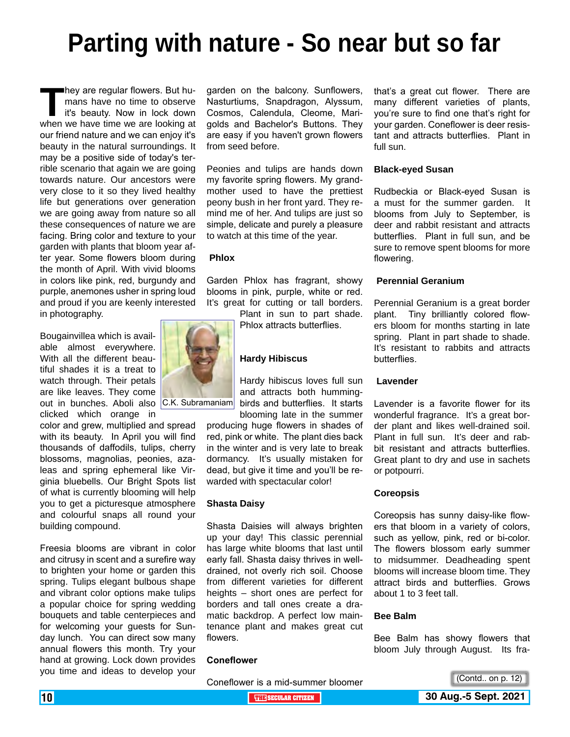# Parting with nature - So near but so far

They are regular flowers. But humans have no time to observe it's beauty. Now in lock down when we have time we are looking at our friend nature and we can enjoy it's beauty in the natural surroundings. It may be a positive side of today's terrible scenario that again we are going towards nature. Our ancestors were very close to it so they lived healthy life but generations over generation we are going away from nature so all these consequences of nature we are facing. Bring color and texture to your garden with plants that bloom year after year. Some flowers bloom during the month of April. With vivid blooms in colors like pink, red, burgundy and purple, anemones usher in spring loud and proud if you are keenly interested in photography.

Bougainvillea which is available almost everywhere. With all the different beautiful shades it is a treat to watch through. Their petals are like leaves. They come out in bunches. Aboli also clicked which orange in color and grew, multiplied and spread with its beauty. In April you will find thousands of daffodils, tulips, cherry blossoms, magnolias, peonies, azaleas and spring ephemeral like Virginia bluebells. Our Bright Spots list of what is currently blooming will help you to get a picturesque atmosphere and colourful snaps all round your building compound.

C.K. Subramaniam

Freesia blooms are vibrant in color and citrusy in scent and a surefire way to brighten your home or garden this spring. Tulips elegant bulbous shape and vibrant color options make tulips a popular choice for spring wedding bouquets and table centerpieces and for welcoming your guests for Sunday lunch. You can direct sow many annual flowers this month. Try your hand at growing. Lock down provides you time and ideas to develop your garden on the balcony. Sunflowers, Nasturtiums, Snapdragon, Alyssum, Cosmos, Calendula, Cleome, Marigolds and Bachelor's Buttons. They are easy if you haven't grown flowers from seed before.

Peonies and tulips are hands down my favorite spring flowers. My grandmother used to have the prettiest peony bush in her front yard. They remind me of her. And tulips are just so simple, delicate and purely a pleasure to watch at this time of the year.

**Phlox**

Garden Phlox has fragrant, showy blooms in pink, purple, white or red. It's great for cutting or tall borders. Plant in sun to part shade. Phlox attracts butterflies.

**Hardy Hibiscus**

Hardy hibiscus loves full sun and attracts both hummingbirds and butterflies. It starts blooming late in the summer producing huge flowers in shades of red, pink or white. The plant dies back in the winter and is very late to break dormancy. It's usually mistaken for dead, but give it time and you'll be rewarded with spectacular color!

**Shasta Daisy**

Shasta Daisies will always brighten up your day! This classic perennial has large white blooms that last until early fall. Shasta daisy thrives in well-drained, not overly rich soil. Choose from different varieties for different heights – short ones are perfect for borders and tall ones create a dramatic backdrop. A perfect low maintenance plant and makes great cut flowers.

**Coneflower**

Coneflower is a mid-summer bloomer that's a great cut flower. There are many different varieties of plants, you're sure to find one that's right for your garden. Coneflower is deer resistant and attracts butterflies. Plant in full sun.

**Black-eyed Susan**

Rudbeckia or Black-eyed Susan is a must for the summer garden. It blooms from July to September, is deer and rabbit resistant and attracts butterflies. Plant in full sun, and be sure to remove spent blooms for more flowering.

**Perennial Geranium**

Perennial Geranium is a great border plant. Tiny brilliantly colored flowers bloom for months starting in late spring. Plant in part shade to shade. It's resistant to rabbits and attracts butterflies.

**Lavender**

Lavender is a favorite flower for its wonderful fragrance. It's a great border plant and likes well-drained soil. Plant in full sun. It's deer and rabbit resistant and attracts butterflies. Great plant to dry and use in sachets or potpourri.

**Coreopsis**

Coreopsis has sunny daisy-like flowers that bloom in a variety of colors, such as yellow, pink, red or bi-color. The flowers blossom early summer to midsummer. Deadheading spent blooms will increase bloom time. They attract birds and butterflies. Grows about 1 to 3 feet tall.

**Bee Balm**

Bee Balm has showy flowers that bloom July through August. Its fra-

(Contd.. on p. 12)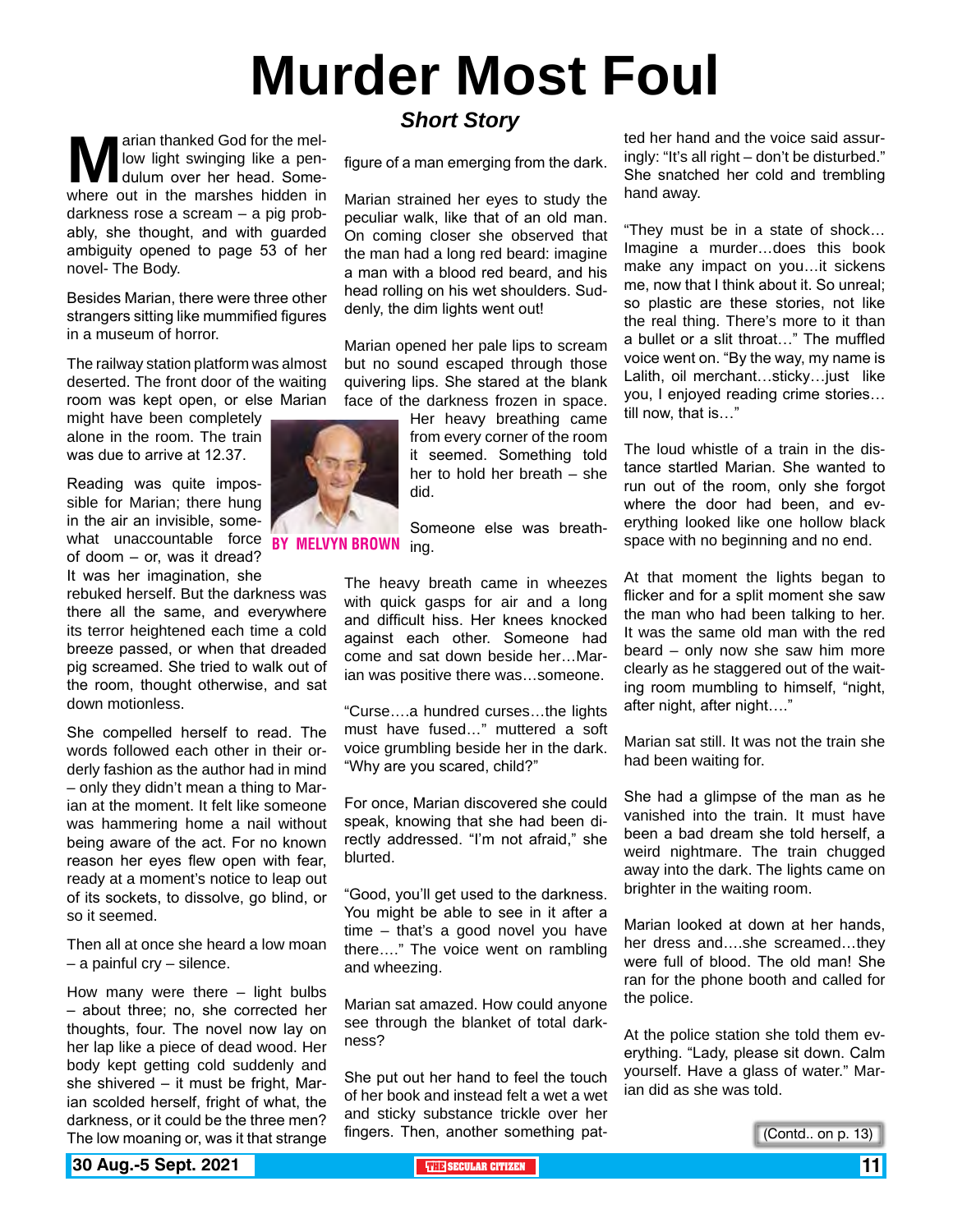# Murder Most Foul

## *Short Story*

**BY MELVYN BROWN**

Marian thanked God for the mellow light swinging like a pendulum over her head. Somewhere out in the marshes hidden in darkness rose a scream – a pig probably, she thought, and with guarded ambiguity opened to page 53 of her novel- The Body.

Besides Marian, there were three other strangers sitting like mummified figures in a museum of horror.

The railway station platform was almost deserted. The front door of the waiting room was kept open, or else Marian might have been completely alone in the room. The train was due to arrive at 12.37.

Reading was quite impossible for Marian; there hung in the air an invisible, somewhat unaccountable force of doom – or, was it dread? It was her imagination, she rebuked herself. But the darkness was there all the same, and everywhere its terror heightened each time a cold breeze passed, or when that dreaded pig screamed. She tried to walk out of the room, thought otherwise, and sat down motionless.

She compelled herself to read. The words followed each other in their orderly fashion as the author had in mind – only they didn't mean a thing to Marian at the moment. It felt like someone was hammering home a nail without being aware of the act. For no known reason her eyes flew open with fear, ready at a moment's notice to leap out of its sockets, to dissolve, go blind, or so it seemed.

Then all at once she heard a low moan – a painful cry – silence.

How many were there – light bulbs – about three; no, she corrected her thoughts, four. The novel now lay on her lap like a piece of dead wood. Her body kept getting cold suddenly and she shivered – it must be fright, Marian scolded herself, fright of what, the darkness, or it could be the three men? The low moaning or, was it that strange figure of a man emerging from the dark.

Marian strained her eyes to study the peculiar walk, like that of an old man. On coming closer she observed that the man had a long red beard: imagine a man with a blood red beard, and his head rolling on his wet shoulders. Suddenly, the dim lights went out!

Marian opened her pale lips to scream but no sound escaped through those quivering lips. She stared at the blank face of the darkness frozen in space. Her heavy breathing came from every corner of the room it seemed. Something told her to hold her breath – she did.

Someone else was breathing.

The heavy breath came in wheezes with quick gasps for air and a long and difficult hiss. Her knees knocked against each other. Someone had come and sat down beside her…Marian was positive there was…someone.

"Curse….a hundred curses…the lights must have fused…" muttered a soft voice grumbling beside her in the dark. "Why are you scared, child?"

For once, Marian discovered she could speak, knowing that she had been directly addressed. "I'm not afraid," she blurted.

"Good, you'll get used to the darkness. You might be able to see in it after a time – that's a good novel you have there…." The voice went on rambling and wheezing.

Marian sat amazed. How could anyone see through the blanket of total darkness?

She put out her hand to feel the touch of her book and instead felt a wet a wet and sticky substance trickle over her fingers. Then, another something patted her hand and the voice said assuringly: "It's all right – don't be disturbed." She snatched her cold and trembling hand away.

"They must be in a state of shock… Imagine a murder…does this book make any impact on you…it sickens me, now that I think about it. So unreal; so plastic are these stories, not like the real thing. There's more to it than a bullet or a slit throat…" The muffled voice went on. "By the way, my name is Lalith, oil merchant…sticky…just like you, I enjoyed reading crime stories… till now, that is…"

The loud whistle of a train in the distance startled Marian. She wanted to run out of the room, only she forgot where the door had been, and everything looked like one hollow black space with no beginning and no end.

At that moment the lights began to flicker and for a split moment she saw the man who had been talking to her. It was the same old man with the red beard – only now she saw him more clearly as he staggered out of the waiting room mumbling to himself, "night, after night, after night…."

Marian sat still. It was not the train she had been waiting for.

She had a glimpse of the man as he vanished into the train. It must have been a bad dream she told herself, a weird nightmare. The train chugged away into the dark. The lights came on brighter in the waiting room.

Marian looked at down at her hands, her dress and….she screamed…they were full of blood. The old man! She ran for the phone booth and called for the police.

At the police station she told them everything. "Lady, please sit down. Calm yourself. Have a glass of water." Marian did as she was told.

(Contd.. on p. 13)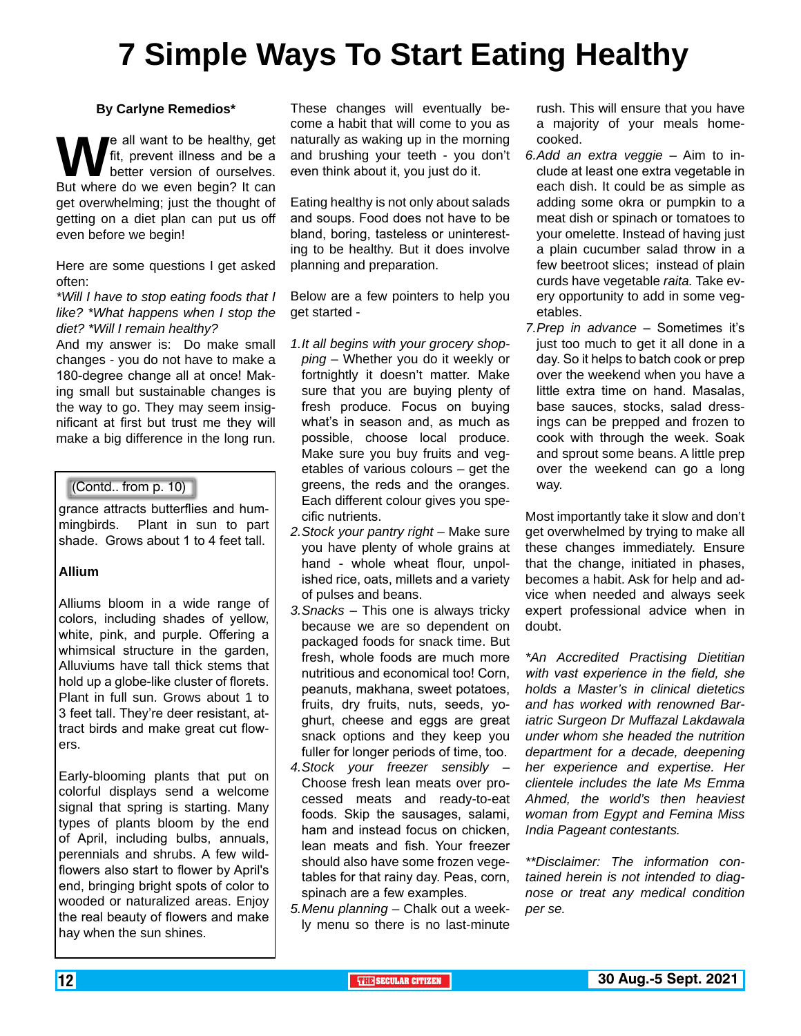# 7 Simple Ways To Start Eating Healthy

**By Carlyne Remedios***

We all want to be healthy, get fit, prevent illness and be a better version of ourselves. But where do we even begin? It can get overwhelming; just the thought of getting on a diet plan can put us off even before we begin!

Here are some questions I get asked often:

*\*Will I have to stop eating foods that I like? \*What happens when I stop the diet? \*Will I remain healthy?*

And my answer is: Do make small changes - you do not have to make a 180-degree change all at once! Making small but sustainable changes is the way to go. They may seem insignificant at first but trust me they will make a big difference in the long run.

These changes will eventually become a habit that will come to you as naturally as waking up in the morning and brushing your teeth - you don't even think about it, you just do it.

Eating healthy is not only about salads and soups. Food does not have to be bland, boring, tasteless or uninteresting to be healthy. But it does involve planning and preparation.

Below are a few pointers to help you get started -

1. *It all begins with your grocery shopping* – Whether you do it weekly or fortnightly it doesn't matter. Make sure that you are buying plenty of fresh produce. Focus on buying what's in season and, as much as possible, choose local produce. Make sure you buy fruits and vegetables of various colours – get the greens, the reds and the oranges. Each different colour gives you specific nutrients.
2. *Stock your pantry right* – Make sure you have plenty of whole grains at hand - whole wheat flour, unpolished rice, oats, millets and a variety of pulses and beans.
3. *Snacks* – This one is always tricky because we are so dependent on packaged foods for snack time. But fresh, whole foods are much more nutritious and economical too! Corn, peanuts, makhana, sweet potatoes, fruits, dry fruits, nuts, seeds, yoghurt, cheese and eggs are great snack options and they keep you fuller for longer periods of time, too.
4. *Stock your freezer sensibly* – Choose fresh lean meats over processed meats and ready-to-eat foods. Skip the sausages, salami, ham and instead focus on chicken, lean meats and fish. Your freezer should also have some frozen vegetables for that rainy day. Peas, corn, spinach are a few examples.
5. *Menu planning* – Chalk out a weekly menu so there is no last-minute rush. This will ensure that you have a majority of your meals home-cooked.
6. *Add an extra veggie* – Aim to include at least one extra vegetable in each dish. It could be as simple as adding some okra or pumpkin to a meat dish or spinach or tomatoes to your omelette. Instead of having just a plain cucumber salad throw in a few beetroot slices; instead of plain curds have vegetable *raita.* Take every opportunity to add in some vegetables.
7. *Prep in advance* – Sometimes it's just too much to get it all done in a day. So it helps to batch cook or prep over the weekend when you have a little extra time on hand. Masalas, base sauces, stocks, salad dressings can be prepped and frozen to cook with through the week. Soak and sprout some beans. A little prep over the weekend can go a long way.

Most importantly take it slow and don't get overwhelmed by trying to make all these changes immediately. Ensure that the change, initiated in phases, becomes a habit. Ask for help and advice when needed and always seek expert professional advice when in doubt.

*\*An Accredited Practising Dietitian with vast experience in the field, she holds a Master's in clinical dietetics and has worked with renowned Bariatric Surgeon Dr Muffazal Lakdawala under whom she headed the nutrition department for a decade, deepening her experience and expertise. Her clientele includes the late Ms Emma Ahmed, the world's then heaviest woman from Egypt and Femina Miss India Pageant contestants.*

*\*\*Disclaimer: The information contained herein is not intended to diagnose or treat any medical condition per se.*

---

(Contd.. from p. 10)

grance attracts butterflies and hummingbirds. Plant in sun to part shade. Grows about 1 to 4 feet tall.

**Allium**

Alliums bloom in a wide range of colors, including shades of yellow, white, pink, and purple. Offering a whimsical structure in the garden, Alluviums have tall thick stems that hold up a globe-like cluster of florets. Plant in full sun. Grows about 1 to 3 feet tall. They're deer resistant, attract birds and make great cut flowers.

Early-blooming plants that put on colorful displays send a welcome signal that spring is starting. Many types of plants bloom by the end of April, including bulbs, annuals, perennials and shrubs. A few wildflowers also start to flower by April's end, bringing bright spots of color to wooded or naturalized areas. Enjoy the real beauty of flowers and make hay when the sun shines.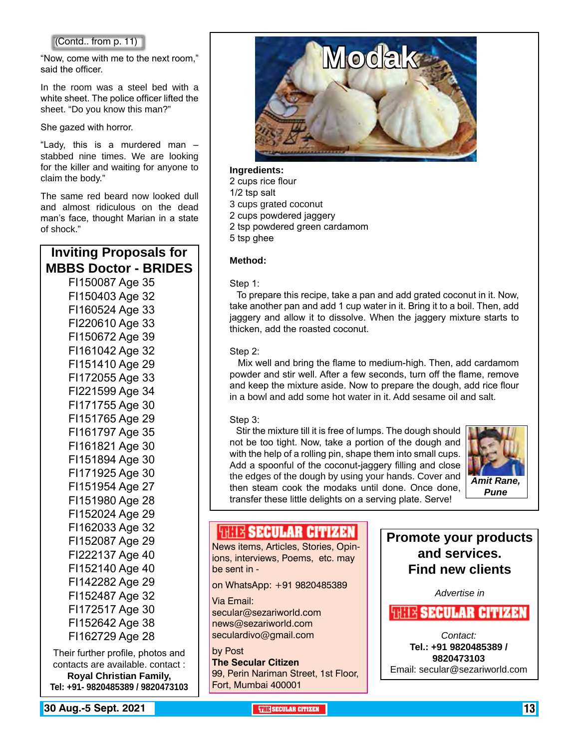(Contd.. from p. 11)

"Now, come with me to the next room," said the officer.

In the room was a steel bed with a white sheet. The police officer lifted the sheet. "Do you know this man?"

She gazed with horror.

"Lady, this is a murdered man – stabbed nine times. We are looking for the killer and waiting for anyone to claim the body."

The same red beard now looked dull and almost ridiculous on the dead man's face, thought Marian in a state of shock."

## Inviting Proposals for MBBS Doctor - BRIDES

FI150087 Age 35
FI150403 Age 32
FI160524 Age 33
FI220610 Age 33
FI150672 Age 39
FI161042 Age 32
FI151410 Age 29
FI172055 Age 33
FI221599 Age 34
FI171755 Age 30
FI151765 Age 29
FI161797 Age 35
FI161821 Age 30
FI151894 Age 30
FI171925 Age 30
FI151954 Age 27
FI151980 Age 28
FI152024 Age 29
FI162033 Age 32
FI152087 Age 29
FI222137 Age 40
FI152140 Age 40
FI142282 Age 29
FI152487 Age 32
FI172517 Age 30
FI152642 Age 38
FI162729 Age 28

Their further profile, photos and contacts are available. contact :
**Royal Christian Family,**
**Tel: +91- 9820485389 / 9820473103**

## Modak

**Ingredients:**
2 cups rice flour
1/2 tsp salt
3 cups grated coconut
2 cups powdered jaggery
2 tsp powdered green cardamom
5 tsp ghee

**Method:**

Step 1:
To prepare this recipe, take a pan and add grated coconut in it. Now, take another pan and add 1 cup water in it. Bring it to a boil. Then, add jaggery and allow it to dissolve. When the jaggery mixture starts to thicken, add the roasted coconut.

Step 2:
Mix well and bring the flame to medium-high. Then, add cardamom powder and stir well. After a few seconds, turn off the flame, remove and keep the mixture aside. Now to prepare the dough, add rice flour in a bowl and add some hot water in it. Add sesame oil and salt.

Step 3:
Stir the mixture till it is free of lumps. The dough should not be too tight. Now, take a portion of the dough and with the help of a rolling pin, shape them into small cups. Add a spoonful of the coconut-jaggery filling and close the edges of the dough by using your hands. Cover and then steam cook the modaks until done. Once done, transfer these little delights on a serving plate. Serve!

***Amit Rane, Pune***

**THE SECULAR CITIZEN**

News items, Articles, Stories, Opinions, interviews, Poems, etc. may be sent in -

on WhatsApp: +91 9820485389

Via Email:
secular@sezariworld.com
news@sezariworld.com
seculardivo@gmail.com

by Post
**The Secular Citizen**
99, Perin Nariman Street, 1st Floor,
Fort, Mumbai 400001

**Promote your products and services.**
**Find new clients**

*Advertise in*

**THE SECULAR CITIZEN**

*Contact:*
**Tel.: +91 9820485389 / 9820473103**
Email: secular@sezariworld.com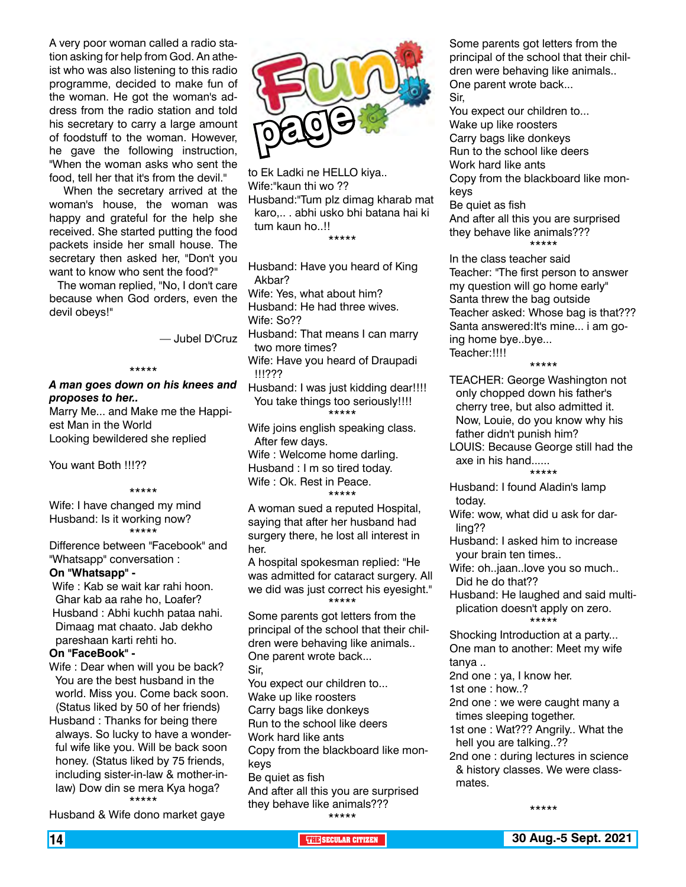# Fun page

A very poor woman called a radio station asking for help from God. An atheist who was also listening to this radio programme, decided to make fun of the woman. He got the woman's address from the radio station and told his secretary to carry a large amount of foodstuff to the woman. However, he gave the following instruction, "When the woman asks who sent the food, tell her that it's from the devil."

When the secretary arrived at the woman's house, the woman was happy and grateful for the help she received. She started putting the food packets inside her small house. The secretary then asked her, "Don't you want to know who sent the food?"

The woman replied, "No, I don't care because when God orders, even the devil obeys!"

— Jubel D'Cruz

\*\*\*\*\*

***A man goes down on his knees and proposes to her..***

Marry Me... and Make me the Happiest Man in the World

Looking bewildered she replied

You want Both !!!??

\*\*\*\*\*

Wife: I have changed my mind

Husband: Is it working now?

\*\*\*\*\*

Difference between "Facebook" and "Whatsapp" conversation :

**On "Whatsapp" -**

Wife : Kab se wait kar rahi hoon. Ghar kab aa rahe ho, Loafer?

Husband : Abhi kuchh pataa nahi. Dimaag mat chaato. Jab dekho pareshaan karti rehti ho.

**On "FaceBook" -**

Wife : Dear when will you be back? You are the best husband in the world. Miss you. Come back soon. (Status liked by 50 of her friends)

Husband : Thanks for being there always. So lucky to have a wonderful wife like you. Will be back soon honey. (Status liked by 75 friends, including sister-in-law & mother-in-law) Dow din se mera Kya hoga?

\*\*\*\*\*

Husband & Wife dono market gaye to Ek Ladki ne HELLO kiya..

Wife:"kaun thi wo ??

Husband:"Tum plz dimag kharab mat karo,.. . abhi usko bhi batana hai ki tum kaun ho..!!

\*\*\*\*\*

Husband: Have you heard of King Akbar?

Wife: Yes, what about him?

Husband: He had three wives.

Wife: So??

Husband: That means I can marry two more times?

Wife: Have you heard of Draupadi !!!???

Husband: I was just kidding dear!!!! You take things too seriously!!!!

\*\*\*\*\*

Wife joins english speaking class. After few days.

Wife : Welcome home darling.

Husband : I m so tired today.

Wife : Ok. Rest in Peace.

\*\*\*\*\*

A woman sued a reputed Hospital, saying that after her husband had surgery there, he lost all interest in her.

A hospital spokesman replied: "He was admitted for cataract surgery. All we did was just correct his eyesight."

\*\*\*\*\*

Some parents got letters from the principal of the school that their children were behaving like animals..

One parent wrote back...

Sir,

You expect our children to...

Wake up like roosters

Carry bags like donkeys

Run to the school like deers

Work hard like ants

Copy from the blackboard like monkeys

Be quiet as fish

And after all this you are surprised they behave like animals???

\*\*\*\*\*

Some parents got letters from the principal of the school that their children were behaving like animals..

One parent wrote back...

Sir,

You expect our children to...

Wake up like roosters

Carry bags like donkeys

Run to the school like deers

Work hard like ants

Copy from the blackboard like monkeys

Be quiet as fish

And after all this you are surprised they behave like animals???

\*\*\*\*\*

In the class teacher said

Teacher: "The first person to answer my question will go home early"

Santa threw the bag outside

Teacher asked: Whose bag is that???

Santa answered:It's mine... i am going home bye..bye...

Teacher:!!!!

\*\*\*\*\*

TEACHER: George Washington not only chopped down his father's cherry tree, but also admitted it. Now, Louie, do you know why his father didn't punish him?

LOUIS: Because George still had the axe in his hand......

\*\*\*\*\*

Husband: I found Aladin's lamp today.

Wife: wow, what did u ask for darling??

Husband: I asked him to increase your brain ten times..

Wife: oh..jaan..love you so much.. Did he do that??

Husband: He laughed and said multiplication doesn't apply on zero.

\*\*\*\*\*

Shocking Introduction at a party...

One man to another: Meet my wife tanya ..

2nd one : ya, I know her.

1st one : how..?

2nd one : we were caught many a times sleeping together.

1st one : Wat??? Angrily.. What the hell you are talking..??

2nd one : during lectures in science & history classes. We were classmates.

\*\*\*\*\*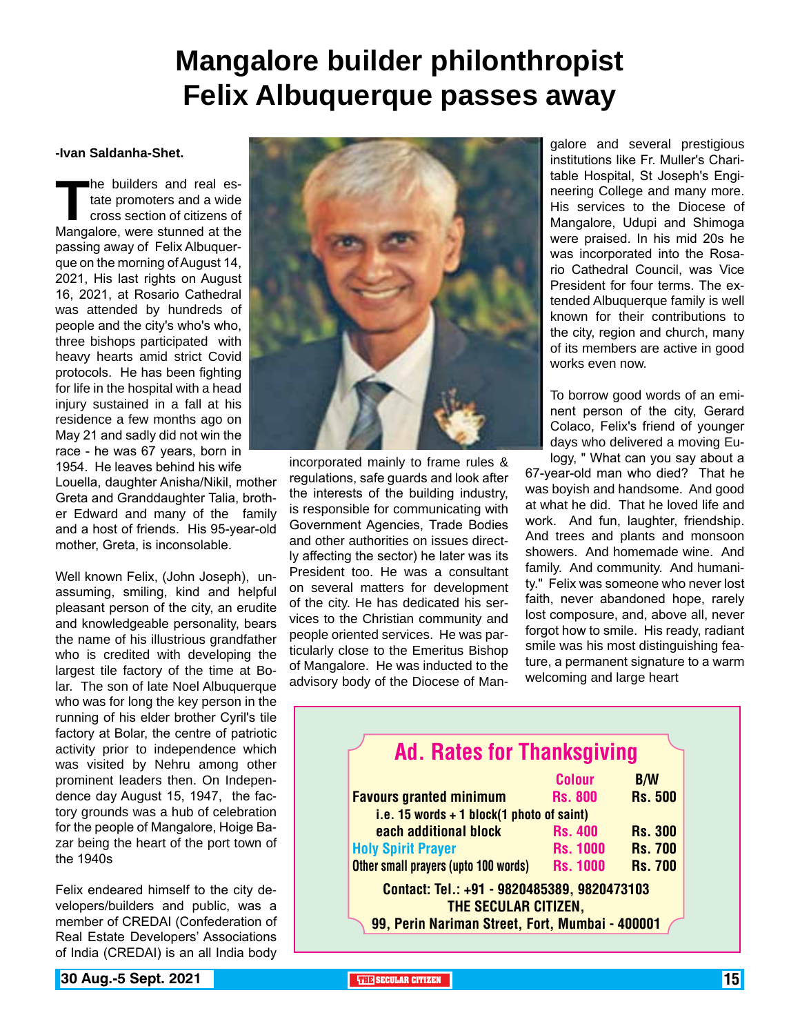# Mangalore builder philonthropist Felix Albuquerque passes away

**-Ivan Saldanha-Shet.**

The builders and real estate promoters and a wide cross section of citizens of Mangalore, were stunned at the passing away of Felix Albuquerque on the morning of August 14, 2021, His last rights on August 16, 2021, at Rosario Cathedral was attended by hundreds of people and the city's who's who, three bishops participated with heavy hearts amid strict Covid protocols. He has been fighting for life in the hospital with a head injury sustained in a fall at his residence a few months ago on May 21 and sadly did not win the race - he was 67 years, born in 1954. He leaves behind his wife Louella, daughter Anisha/Nikil, mother Greta and Granddaughter Talia, brother Edward and many of the family and a host of friends. His 95-year-old mother, Greta, is inconsolable.

Well known Felix, (John Joseph), unassuming, smiling, kind and helpful pleasant person of the city, an erudite and knowledgeable personality, bears the name of his illustrious grandfather who is credited with developing the largest tile factory of the time at Bolar. The son of late Noel Albuquerque who was for long the key person in the running of his elder brother Cyril's tile factory at Bolar, the centre of patriotic activity prior to independence which was visited by Nehru among other prominent leaders then. On Independence day August 15, 1947, the factory grounds was a hub of celebration for the people of Mangalore, Hoige Bazar being the heart of the port town of the 1940s

Felix endeared himself to the city developers/builders and public, was a member of CREDAI (Confederation of Real Estate Developers' Associations of India (CREDAI) is an all India body incorporated mainly to frame rules & regulations, safe guards and look after the interests of the building industry, is responsible for communicating with Government Agencies, Trade Bodies and other authorities on issues directly affecting the sector) he later was its President too. He was a consultant on several matters for development of the city. He has dedicated his services to the Christian community and people oriented services. He was particularly close to the Emeritus Bishop of Mangalore. He was inducted to the advisory body of the Diocese of Mangalore and several prestigious institutions like Fr. Muller's Charitable Hospital, St Joseph's Engineering College and many more. His services to the Diocese of Mangalore, Udupi and Shimoga were praised. In his mid 20s he was incorporated into the Rosario Cathedral Council, was Vice President for four terms. The extended Albuquerque family is well known for their contributions to the city, region and church, many of its members are active in good works even now.

To borrow good words of an eminent person of the city, Gerard Colaco, Felix's friend of younger days who delivered a moving Eulogy, " What can you say about a 67-year-old man who died? That he was boyish and handsome. And good at what he did. That he loved life and work. And fun, laughter, friendship. And trees and plants and monsoon showers. And homemade wine. And family. And community. And humanity." Felix was someone who never lost faith, never abandoned hope, rarely lost composure, and, above all, never forgot how to smile. His ready, radiant smile was his most distinguishing feature, a permanent signature to a warm welcoming and large heart

## Ad. Rates for Thanksgiving

| | Colour | B/W |
|---|---|---|
| Favours granted minimum | Rs. 800 | Rs. 500 |
| i.e. 15 words + 1 block(1 photo of saint) | | |
| each additional block | Rs. 400 | Rs. 300 |
| Holy Spirit Prayer | Rs. 1000 | Rs. 700 |
| Other small prayers (upto 100 words) | Rs. 1000 | Rs. 700 |

**Contact: Tel.: +91 - 9820485389, 9820473103**
**THE SECULAR CITIZEN,**
**99, Perin Nariman Street, Fort, Mumbai - 400001**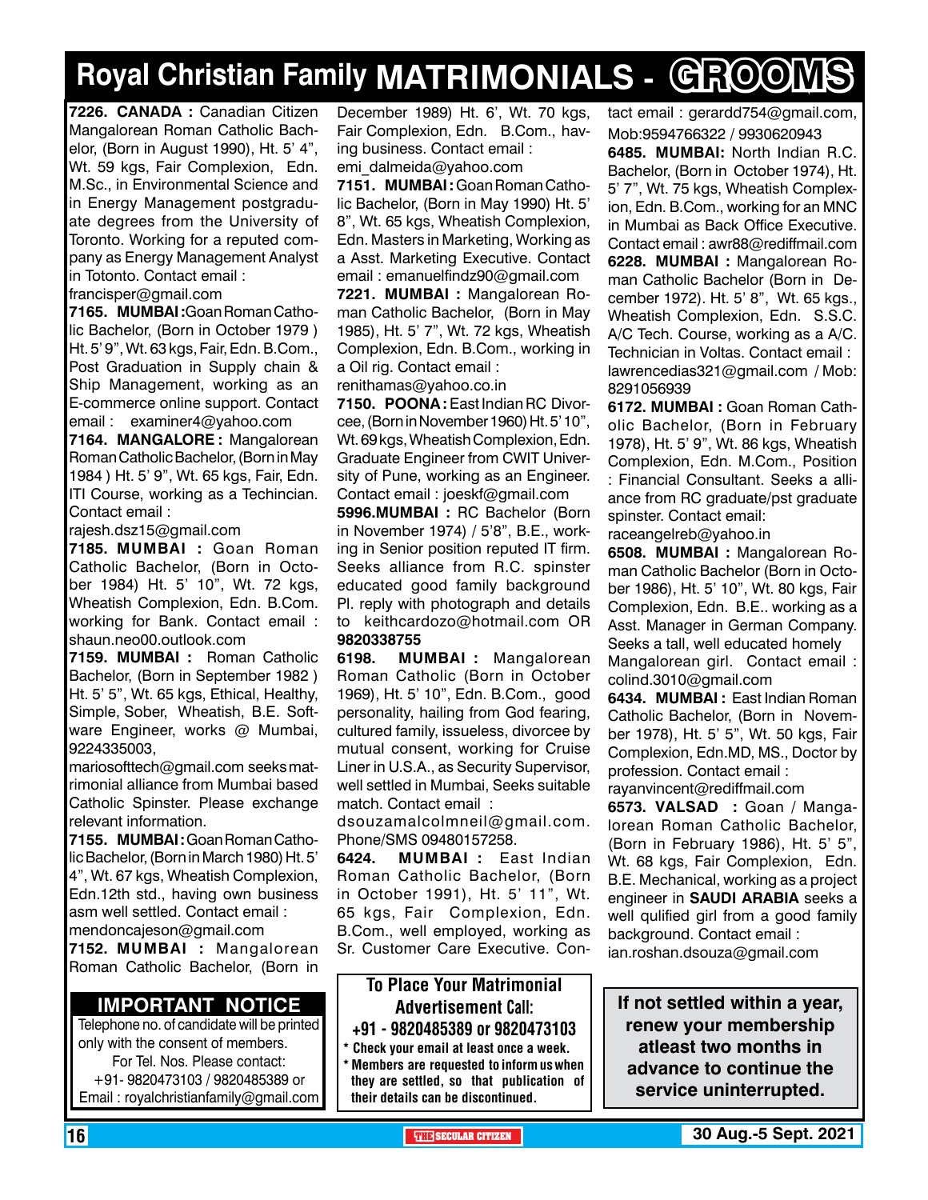# Royal Christian Family MATRIMONIALS - GROOMS

**7226. CANADA :** Canadian Citizen Mangalorean Roman Catholic Bachelor, (Born in August 1990), Ht. 5' 4", Wt. 59 kgs, Fair Complexion, Edn. M.Sc., in Environmental Science and in Energy Management postgraduate degrees from the University of Toronto. Working for a reputed company as Energy Management Analyst in Totonto. Contact email : francisper@gmail.com

**7165. MUMBAI :** Goan Roman Catholic Bachelor, (Born in October 1979 ) Ht. 5' 9", Wt. 63 kgs, Fair, Edn. B.Com., Post Graduation in Supply chain & Ship Management, working as an E-commerce online support. Contact email : examiner4@yahoo.com

**7164. MANGALORE :** Mangalorean Roman Catholic Bachelor, (Born in May 1984 ) Ht. 5' 9", Wt. 65 kgs, Fair, Edn. ITI Course, working as a Techincian. Contact email : rajesh.dsz15@gmail.com

**7185. MUMBAI :** Goan Roman Catholic Bachelor, (Born in October 1984) Ht. 5' 10", Wt. 72 kgs, Wheatish Complexion, Edn. B.Com. working for Bank. Contact email : shaun.neo00.outlook.com

**7159. MUMBAI :** Roman Catholic Bachelor, (Born in September 1982 ) Ht. 5' 5", Wt. 65 kgs, Ethical, Healthy, Simple, Sober, Wheatish, B.E. Software Engineer, works @ Mumbai, 9224335003, mariosofttech@gmail.com seeks matrimonial alliance from Mumbai based Catholic Spinster. Please exchange relevant information.

**7155. MUMBAI :** Goan Roman Catholic Bachelor, (Born in March 1980) Ht. 5' 4", Wt. 67 kgs, Wheatish Complexion, Edn.12th std., having own business asm well settled. Contact email : mendoncajeson@gmail.com

**7152. MUMBAI :** Mangalorean Roman Catholic Bachelor, (Born in December 1989) Ht. 6', Wt. 70 kgs, Fair Complexion, Edn. B.Com., having business. Contact email : emi_dalmeida@yahoo.com

**7151. MUMBAI :** Goan Roman Catholic Bachelor, (Born in May 1990) Ht. 5' 8", Wt. 65 kgs, Wheatish Complexion, Edn. Masters in Marketing, Working as a Asst. Marketing Executive. Contact email : emanuelfindz90@gmail.com

**7221. MUMBAI :** Mangalorean Roman Catholic Bachelor, (Born in May 1985), Ht. 5' 7", Wt. 72 kgs, Wheatish Complexion, Edn. B.Com., working in a Oil rig. Contact email : renithamas@yahoo.co.in

**7150. POONA :** East Indian RC Divorcee, (Born in November 1960) Ht. 5' 10", Wt. 69 kgs, Wheatish Complexion, Edn. Graduate Engineer from CWIT University of Pune, working as an Engineer. Contact email : joeskf@gmail.com

**5996.MUMBAI :** RC Bachelor (Born in November 1974) / 5'8", B.E., working in Senior position reputed IT firm. Seeks alliance from R.C. spinster educated good family background Pl. reply with photograph and details to keithcardozo@hotmail.com OR **9820338755**

**6198. MUMBAI :** Mangalorean Roman Catholic (Born in October 1969), Ht. 5' 10", Edn. B.Com., good personality, hailing from God fearing, cultured family, issueless, divorcee by mutual consent, working for Cruise Liner in U.S.A., as Security Supervisor, well settled in Mumbai, Seeks suitable match. Contact email : dsouzamalcolmneil@gmail.com. Phone/SMS 09480157258.

**6424. MUMBAI :** East Indian Roman Catholic Bachelor, (Born in October 1991), Ht. 5' 11", Wt. 65 kgs, Fair Complexion, Edn. B.Com., well employed, working as Sr. Customer Care Executive. Contact email : gerardd754@gmail.com, Mob:9594766322 / 9930620943

**6485. MUMBAI:** North Indian R.C. Bachelor, (Born in October 1974), Ht. 5' 7", Wt. 75 kgs, Wheatish Complexion, Edn. B.Com., working for an MNC in Mumbai as Back Office Executive. Contact email : awr88@rediffmail.com

**6228. MUMBAI :** Mangalorean Roman Catholic Bachelor (Born in December 1972). Ht. 5' 8", Wt. 65 kgs., Wheatish Complexion, Edn. S.S.C. A/C Tech. Course, working as a A/C. Technician in Voltas. Contact email : lawrencedias321@gmail.com / Mob: 8291056939

**6172. MUMBAI :** Goan Roman Catholic Bachelor, (Born in February 1978), Ht. 5' 9", Wt. 86 kgs, Wheatish Complexion, Edn. M.Com., Position : Financial Consultant. Seeks a alliance from RC graduate/pst graduate spinster. Contact email: raceangelreb@yahoo.in

**6508. MUMBAI :** Mangalorean Roman Catholic Bachelor (Born in October 1986), Ht. 5' 10", Wt. 80 kgs, Fair Complexion, Edn. B.E.. working as a Asst. Manager in German Company. Seeks a tall, well educated homely Mangalorean girl. Contact email : colind.3010@gmail.com

**6434. MUMBAI :** East Indian Roman Catholic Bachelor, (Born in November 1978), Ht. 5' 5", Wt. 50 kgs, Fair Complexion, Edn.MD, MS., Doctor by profession. Contact email : rayanvincent@rediffmail.com

**6573. VALSAD :** Goan / Mangalorean Roman Catholic Bachelor, (Born in February 1986), Ht. 5' 5", Wt. 68 kgs, Fair Complexion, Edn. B.E. Mechanical, working as a project engineer in **SAUDI ARABIA** seeks a well qulified girl from a good family background. Contact email : ian.roshan.dsouza@gmail.com

## IMPORTANT NOTICE

Telephone no. of candidate will be printed only with the consent of members. For Tel. Nos. Please contact: +91- 9820473103 / 9820485389 or Email : royalchristianfamily@gmail.com

**To Place Your Matrimonial Advertisement Call: +91 - 9820485389 or 9820473103**

- **Check your email at least once a week.**
- **Members are requested to inform us when they are settled, so that publication of their details can be discontinued.**

**If not settled within a year, renew your membership atleast two months in advance to continue the service uninterrupted.**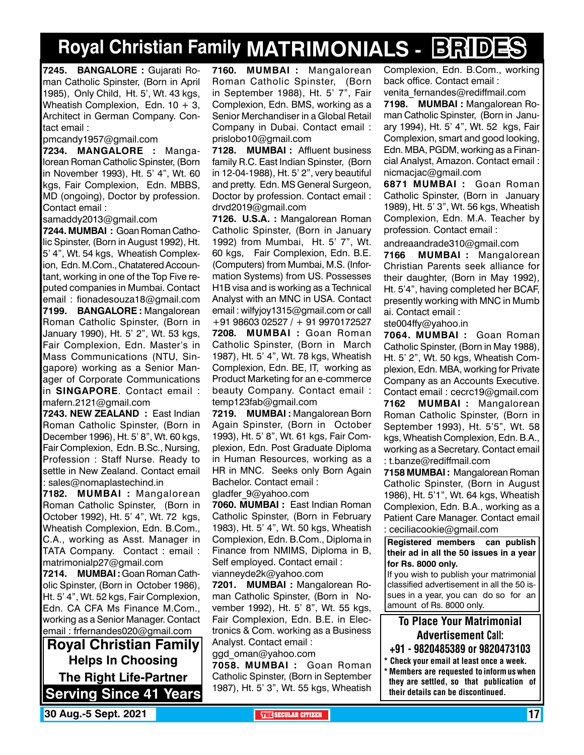# Royal Christian Family MATRIMONIALS - BRIDES

**7245. BANGALORE :** Gujarati Roman Catholic Spinster, (Born in April 1985), Only Child, Ht. 5', Wt. 43 kgs, Wheatish Complexion, Edn. 10 + 3, Architect in German Company. Contact email : pmcandy1957@gmail.com

**7234. MANGALORE :** Mangalorean Roman Catholic Spinster, (Born in November 1993), Ht. 5' 4", Wt. 60 kgs, Fair Complexion, Edn. MBBS, MD (ongoing), Doctor by profession. Contact email : samaddy2013@gmail.com

**7244. MUMBAI :** Goan Roman Catholic Spinster, (Born in August 1992), Ht. 5' 4", Wt. 54 kgs, Wheatish Complexion, Edn. M.Com., Chatatered Accountant, working in one of the Top Five reputed companies in Mumbai. Contact email : fionadesouza18@gmail.com

**7199. BANGALORE :** Mangalorean Roman Catholic Spinster, (Born in January 1990), Ht. 5' 2", Wt. 53 kgs, Fair Complexion, Edn. Master's in Mass Communications (NTU, Singapore) working as a Senior Manager of Corporate Communications in **SINGAPORE**. Contact email : mafern.2121@gmail.com

**7243. NEW ZEALAND :** East Indian Roman Catholic Spinster, (Born in December 1996), Ht. 5' 8", Wt. 60 kgs, Fair Complexion, Edn. B.Sc., Nursing, Profession : Staff Nurse. Ready to settle in New Zealand. Contact email : sales@nomaplastechind.in

**7182. MUMBAI :** Mangalorean Roman Catholic Spinster, (Born in October 1992), Ht. 5' 4", Wt. 72 kgs, Wheatish Complexion, Edn. B.Com., C.A., working as Asst. Manager in TATA Company. Contact : email : matrimonialp27@gmail.com

**7214. MUMBAI :** Goan Roman Catholic Spinster, (Born in October 1986), Ht. 5' 4", Wt. 52 kgs, Fair Complexion, Edn. CA CFA Ms Finance M.Com., working as a Senior Manager. Contact email : frfernandes020@gmail.com

**Royal Christian Family**
**Helps In Choosing**
**The Right Life-Partner**
**Serving Since 41 Years**

**7160. MUMBAI :** Mangalorean Roman Catholic Spinster, (Born in September 1988), Ht. 5' 7", Fair Complexion, Edn. BMS, working as a Senior Merchandiser in a Global Retail Company in Dubai. Contact email : prislobo10@gmail.com

**7128. MUMBAI :** Affluent business family R.C. East Indian Spinster, (Born in 12-04-1988), Ht. 5' 2", very beautiful and pretty. Edn. MS General Surgeon, Doctor by profession. Contact email : drvd2019@gmail.com

**7126. U.S.A. :** Mangalorean Roman Catholic Spinster, (Born in January 1992) from Mumbai, Ht. 5' 7", Wt. 60 kgs, Fair Complexion, Edn. B.E. (Computers) from Mumbai, M.S. (Information Systems) from US. Possesses H1B visa and is working as a Technical Analyst with an MNC in USA. Contact email : wilfyjoy1315@gmail.com or call +91 98603 02527 / + 91 9970172527

**7208. MUMBAI :** Goan Roman Catholic Spinster, (Born in March 1987), Ht. 5' 4", Wt. 78 kgs, Wheatish Complexion, Edn. BE, IT, working as Product Marketing for an e-commerce beauty Company. Contact email : temp123fab@gmail.com

**7219. MUMBAI :** Mangalorean Born Again Spinster, (Born in October 1993), Ht. 5' 8", Wt. 61 kgs, Fair Complexion, Edn. Post Graduate Diploma in Human Resources, working as a HR in MNC. Seeks only Born Again Bachelor. Contact email : gladfer_9@yahoo.com

**7060. MUMBAI :** East Indian Roman Catholic Spinster, (Born in February 1983), Ht. 5' 4", Wt. 50 kgs, Wheatish Complexion, Edn. B.Com., Diploma in Finance from NMIMS, Diploma in B, Self employed. Contact email : vianneyde2k@yahoo.com

**7201. MUMBAI :** Mangalorean Roman Catholic Spinster, (Born in November 1992), Ht. 5' 8", Wt. 55 kgs, Fair Complexion, Edn. B.E. in Electronics & Com. working as a Business Analyst. Contact email : ggd_oman@yahoo.com

**7058. MUMBAI :** Goan Roman Catholic Spinster, (Born in September 1987), Ht. 5' 3", Wt. 55 kgs, Wheatish Complexion, Edn. B.Com., working back office. Contact email : venita_fernandes@rediffmail.com

**7198. MUMBAI :** Mangalorean Roman Catholic Spinster, (Born in January 1994), Ht. 5' 4", Wt. 52 kgs, Fair Complexion, smart and good looking, Edn. MBA, PGDM, working as a Financial Analyst, Amazon. Contact email : nicmacjac@gmail.com

**6871 MUMBAI :** Goan Roman Catholic Spinster, (Born in January 1989), Ht. 5' 3", Wt. 56 kgs, Wheatish Complexion, Edn. M.A. Teacher by profession. Contact email : andreaandrade310@gmail.com

**7166 MUMBAI :** Mangalorean Christian Parents seek alliance for their daughter, (Born in May 1992), Ht. 5'4", having completed her BCAF, presently working with MNC in Mumbai. Contact email : ste004ffy@yahoo.in

**7064. MUMBAI :** Goan Roman Catholic Spinster, (Born in May 1988), Ht. 5' 2", Wt. 50 kgs, Wheatish Complexion, Edn. MBA, working for Private Company as an Accounts Executive. Contact email : cecrc19@gmail.com

**7162 MUMBAI :** Mangalorean Roman Catholic Spinster, (Born in September 1993), Ht. 5'5", Wt. 58 kgs, Wheatish Complexion, Edn. B.A., working as a Secretary. Contact email : t.banze@rediffmail.com

**7158 MUMBAI :** Mangalorean Roman Catholic Spinster, (Born in August 1986), Ht. 5'1", Wt. 64 kgs, Wheatish Complexion, Edn. B.A., working as a Patient Care Manager. Contact email : ceciliacookie@gmail.com

**Registered members can publish their ad in all the 50 issues in a year for Rs. 8000 only.**
If you wish to publish your matrimonial classified advertisement in all the 50 issues in a year, you can do so for an amount of Rs. 8000 only.

**To Place Your Matrimonial Advertisement Call:**
**+91 - 9820485389 or 9820473103**

- **Check your email at least once a week.**
- **Members are requested to inform us when they are settled, so that publication of their details can be discontinued.**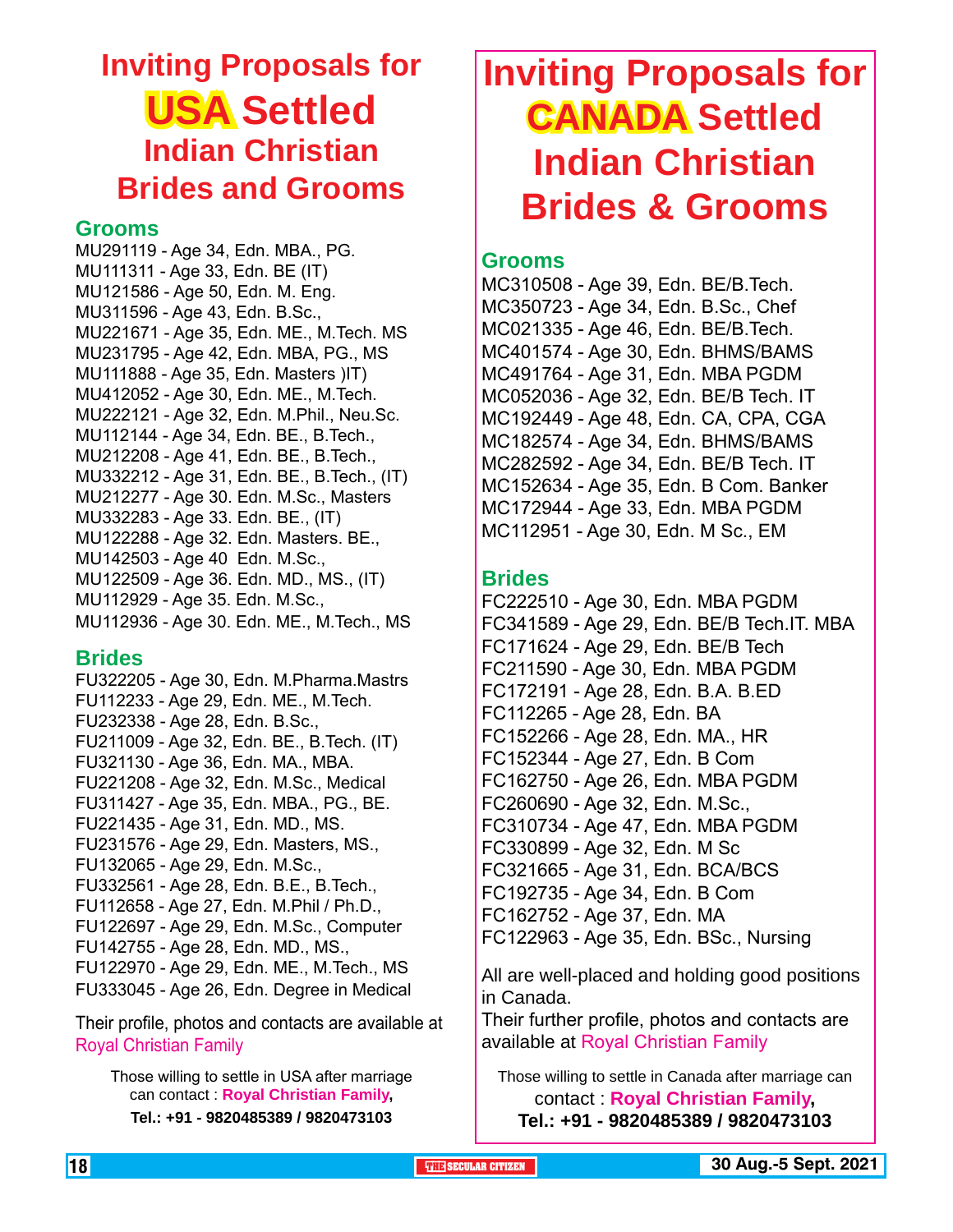# Inviting Proposals for USA Settled Indian Christian Brides and Grooms

## Grooms

MU291119 - Age 34, Edn. MBA., PG.
MU111311 - Age 33, Edn. BE (IT)
MU121586 - Age 50, Edn. M. Eng.
MU311596 - Age 43, Edn. B.Sc.,
MU221671 - Age 35, Edn. ME., M.Tech. MS
MU231795 - Age 42, Edn. MBA, PG., MS
MU111888 - Age 35, Edn. Masters )IT)
MU412052 - Age 30, Edn. ME., M.Tech.
MU222121 - Age 32, Edn. M.Phil., Neu.Sc.
MU112144 - Age 34, Edn. BE., B.Tech.,
MU212208 - Age 41, Edn. BE., B.Tech.,
MU332212 - Age 31, Edn. BE., B.Tech., (IT)
MU212277 - Age 30. Edn. M.Sc., Masters
MU332283 - Age 33. Edn. BE., (IT)
MU122288 - Age 32. Edn. Masters. BE.,
MU142503 - Age 40 Edn. M.Sc.,
MU122509 - Age 36. Edn. MD., MS., (IT)
MU112929 - Age 35. Edn. M.Sc.,
MU112936 - Age 30. Edn. ME., M.Tech., MS

## Brides

FU322205 - Age 30, Edn. M.Pharma.Mastrs
FU112233 - Age 29, Edn. ME., M.Tech.
FU232338 - Age 28, Edn. B.Sc.,
FU211009 - Age 32, Edn. BE., B.Tech. (IT)
FU321130 - Age 36, Edn. MA., MBA.
FU221208 - Age 32, Edn. M.Sc., Medical
FU311427 - Age 35, Edn. MBA., PG., BE.
FU221435 - Age 31, Edn. MD., MS.
FU231576 - Age 29, Edn. Masters, MS.,
FU132065 - Age 29, Edn. M.Sc.,
FU332561 - Age 28, Edn. B.E., B.Tech.,
FU112658 - Age 27, Edn. M.Phil / Ph.D.,
FU122697 - Age 29, Edn. M.Sc., Computer
FU142755 - Age 28, Edn. MD., MS.,
FU122970 - Age 29, Edn. ME., M.Tech., MS
FU333045 - Age 26, Edn. Degree in Medical

Their profile, photos and contacts are available at Royal Christian Family

Those willing to settle in USA after marriage can contact : **Royal Christian Family**,
**Tel.: +91 - 9820485389 / 9820473103**

# Inviting Proposals for CANADA Settled Indian Christian Brides & Grooms

## Grooms

MC310508 - Age 39, Edn. BE/B.Tech.
MC350723 - Age 34, Edn. B.Sc., Chef
MC021335 - Age 46, Edn. BE/B.Tech.
MC401574 - Age 30, Edn. BHMS/BAMS
MC491764 - Age 31, Edn. MBA PGDM
MC052036 - Age 32, Edn. BE/B Tech. IT
MC192449 - Age 48, Edn. CA, CPA, CGA
MC182574 - Age 34, Edn. BHMS/BAMS
MC282592 - Age 34, Edn. BE/B Tech. IT
MC152634 - Age 35, Edn. B Com. Banker
MC172944 - Age 33, Edn. MBA PGDM
MC112951 - Age 30, Edn. M Sc., EM

## Brides

FC222510 - Age 30, Edn. MBA PGDM
FC341589 - Age 29, Edn. BE/B Tech.IT. MBA
FC171624 - Age 29, Edn. BE/B Tech
FC211590 - Age 30, Edn. MBA PGDM
FC172191 - Age 28, Edn. B.A. B.ED
FC112265 - Age 28, Edn. BA
FC152266 - Age 28, Edn. MA., HR
FC152344 - Age 27, Edn. B Com
FC162750 - Age 26, Edn. MBA PGDM
FC260690 - Age 32, Edn. M.Sc.,
FC310734 - Age 47, Edn. MBA PGDM
FC330899 - Age 32, Edn. M Sc
FC321665 - Age 31, Edn. BCA/BCS
FC192735 - Age 34, Edn. B Com
FC162752 - Age 37, Edn. MA
FC122963 - Age 35, Edn. BSc., Nursing

All are well-placed and holding good positions in Canada.
Their further profile, photos and contacts are available at Royal Christian Family

Those willing to settle in Canada after marriage can contact : **Royal Christian Family**,
**Tel.: +91 - 9820485389 / 9820473103**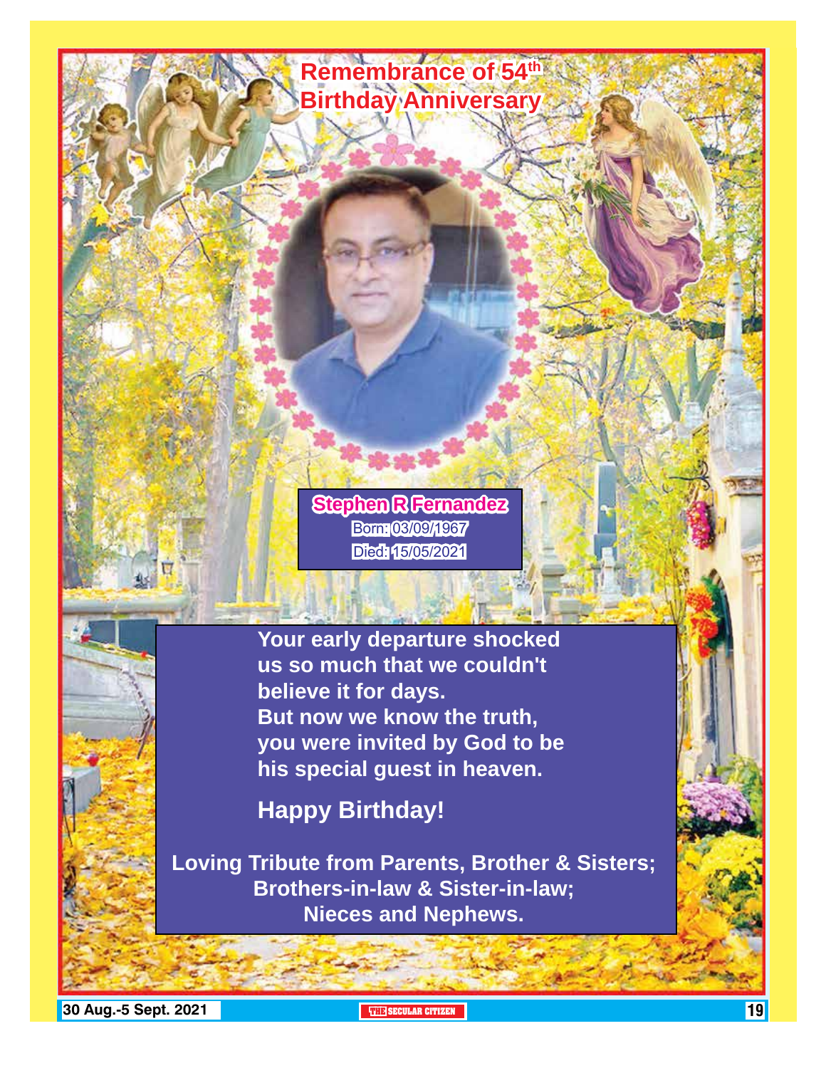# Remembrance of 54th Birthday Anniversary

**Stephen R Fernandez**

Born: 03/09/1967

Died: 15/05/2021

**Your early departure shocked us so much that we couldn't believe it for days.**
**But now we know the truth, you were invited by God to be his special guest in heaven.**

**Happy Birthday!**

**Loving Tribute from Parents, Brother & Sisters; Brothers-in-law & Sister-in-law; Nieces and Nephews.**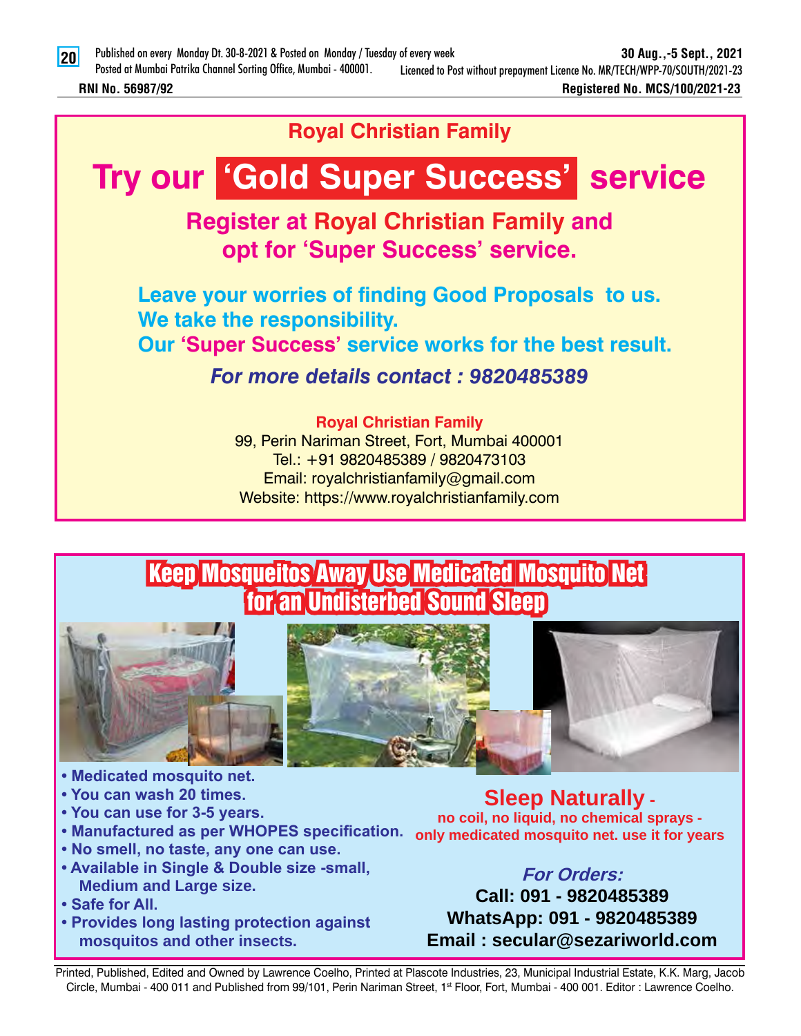Published on every Monday Dt. 30-8-2021 & Posted on Monday / Tuesday of every week
Posted at Mumbai Patrika Channel Sorting Office, Mumbai - 400001.

30 Aug.,-5 Sept., 2021
Licenced to Post without prepayment Licence No. MR/TECH/WPP-70/SOUTH/2021-23

RNI No. 56987/92

Registered No. MCS/100/2021-23

## Royal Christian Family

# Try our 'Gold Super Success' service

**Register at Royal Christian Family and opt for 'Super Success' service.**

**Leave your worries of finding Good Proposals to us.**
**We take the responsibility.**
**Our 'Super Success' service works for the best result.**

***For more details contact : 9820485389***

**Royal Christian Family**
99, Perin Nariman Street, Fort, Mumbai 400001
Tel.: +91 9820485389 / 9820473103
Email: royalchristianfamily@gmail.com
Website: https://www.royalchristianfamily.com

# Keep Mosqueitos Away Use Medicated Mosquito Net for an Undisterbed Sound Sleep

- Medicated mosquito net.
- You can wash 20 times.
- You can use for 3-5 years.
- Manufactured as per WHOPES specification.
- No smell, no taste, any one can use.
- Available in Single & Double size -small, Medium and Large size.
- Safe for All.
- Provides long lasting protection against mosquitos and other insects.

**Sleep Naturally -**
**no coil, no liquid, no chemical sprays - only medicated mosquito net. use it for years**

***For Orders:***
**Call: 091 - 9820485389**
**WhatsApp: 091 - 9820485389**
**Email : secular@sezariworld.com**

Printed, Published, Edited and Owned by Lawrence Coelho, Printed at Plascote Industries, 23, Municipal Industrial Estate, K.K. Marg, Jacob Circle, Mumbai - 400 011 and Published from 99/101, Perin Nariman Street, 1st Floor, Fort, Mumbai - 400 001. Editor : Lawrence Coelho.